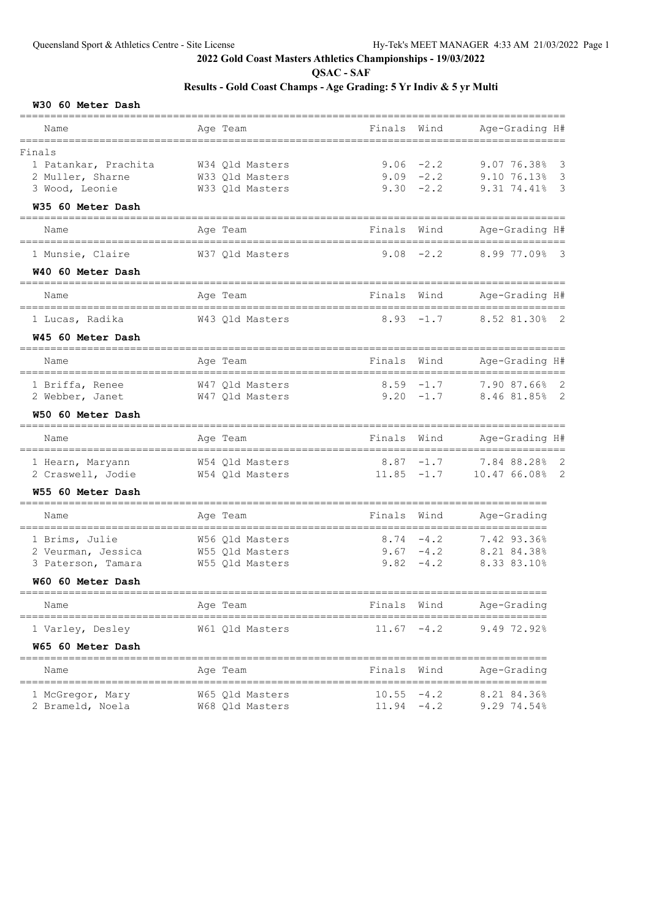# 2022 Gold Coast Masters Athletics Championships - 19/03/2022

## QSAC - SAF

### Results - Gold Coast Champs - Age Grading: 5 Yr Indiv & 5 yr Multi

#### W30 60 Meter Dash

| Name | Age | Team | Finals | Wind | Age-Grading | | H# |
|---|---|---|---|---|---|---|---|
| **Finals** | | | | | | | |
| 1 Patankar, Prachita | W34 | Qld Masters | 9.06 | -2.2 | 9.07 | 76.38% | 3 |
| 2 Muller, Sharne | W33 | Qld Masters | 9.09 | -2.2 | 9.10 | 76.13% | 3 |
| 3 Wood, Leonie | W33 | Qld Masters | 9.30 | -2.2 | 9.31 | 74.41% | 3 |

#### W35 60 Meter Dash

| Name | Age | Team | Finals | Wind | Age-Grading | | H# |
|---|---|---|---|---|---|---|---|
| 1 Munsie, Claire | W37 | Qld Masters | 9.08 | -2.2 | 8.99 | 77.09% | 3 |

#### W40 60 Meter Dash

| Name | Age | Team | Finals | Wind | Age-Grading | | H# |
|---|---|---|---|---|---|---|---|
| 1 Lucas, Radika | W43 | Qld Masters | 8.93 | -1.7 | 8.52 | 81.30% | 2 |

#### W45 60 Meter Dash

| Name | Age | Team | Finals | Wind | Age-Grading | | H# |
|---|---|---|---|---|---|---|---|
| 1 Briffa, Renee | W47 | Qld Masters | 8.59 | -1.7 | 7.90 | 87.66% | 2 |
| 2 Webber, Janet | W47 | Qld Masters | 9.20 | -1.7 | 8.46 | 81.85% | 2 |

#### W50 60 Meter Dash

| Name | Age | Team | Finals | Wind | Age-Grading | | H# |
|---|---|---|---|---|---|---|---|
| 1 Hearn, Maryann | W54 | Qld Masters | 8.87 | -1.7 | 7.84 | 88.28% | 2 |
| 2 Craswell, Jodie | W54 | Qld Masters | 11.85 | -1.7 | 10.47 | 66.08% | 2 |

#### W55 60 Meter Dash

| Name | Age | Team | Finals | Wind | Age-Grading | |
|---|---|---|---|---|---|---|
| 1 Brims, Julie | W56 | Qld Masters | 8.74 | -4.2 | 7.42 | 93.36% |
| 2 Veurman, Jessica | W55 | Qld Masters | 9.67 | -4.2 | 8.21 | 84.38% |
| 3 Paterson, Tamara | W55 | Qld Masters | 9.82 | -4.2 | 8.33 | 83.10% |

#### W60 60 Meter Dash

| Name | Age | Team | Finals | Wind | Age-Grading | |
|---|---|---|---|---|---|---|
| 1 Varley, Desley | W61 | Qld Masters | 11.67 | -4.2 | 9.49 | 72.92% |

#### W65 60 Meter Dash

| Name | Age | Team | Finals | Wind | Age-Grading | |
|---|---|---|---|---|---|---|
| 1 McGregor, Mary | W65 | Qld Masters | 10.55 | -4.2 | 8.21 | 84.36% |
| 2 Brameld, Noela | W68 | Qld Masters | 11.94 | -4.2 | 9.29 | 74.54% |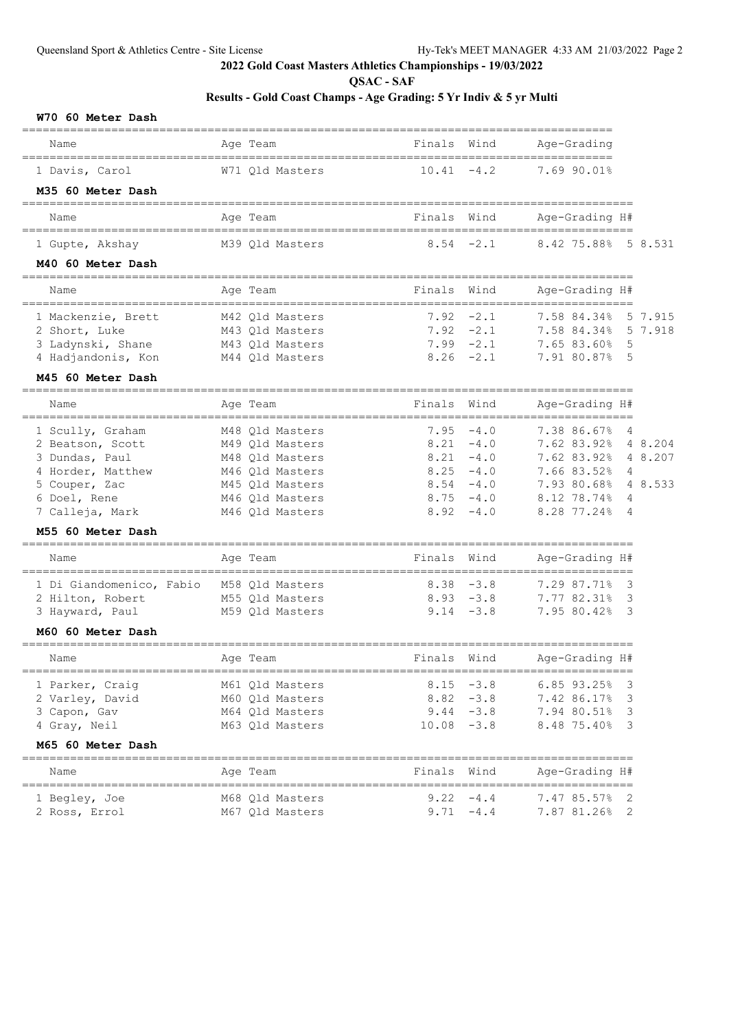## 2022 Gold Coast Masters Athletics Championships - 19/03/2022

**QSAC - SAF**

**Results - Gold Coast Champs - Age Grading: 5 Yr Indiv & 5 yr Multi**

### W70 60 Meter Dash

| Name | Age | Team | Finals | Wind | Age-Grading | |
|---|---|---|---|---|---|---|
| 1 Davis, Carol | W71 | Qld Masters | 10.41 | -4.2 | 7.69 | 90.01% |

### M35 60 Meter Dash

| Name | Age | Team | Finals | Wind | Age-Grading | | H# | |
|---|---|---|---|---|---|---|---|---|
| 1 Gupte, Akshay | M39 | Qld Masters | 8.54 | -2.1 | 8.42 | 75.88% | 5 | 8.531 |

### M40 60 Meter Dash

| Name | Age | Team | Finals | Wind | Age-Grading | | H# | |
|---|---|---|---|---|---|---|---|---|
| 1 Mackenzie, Brett | M42 | Qld Masters | 7.92 | -2.1 | 7.58 | 84.34% | 5 | 7.915 |
| 2 Short, Luke | M43 | Qld Masters | 7.92 | -2.1 | 7.58 | 84.34% | 5 | 7.918 |
| 3 Ladynski, Shane | M43 | Qld Masters | 7.99 | -2.1 | 7.65 | 83.60% | 5 | |
| 4 Hadjandonis, Kon | M44 | Qld Masters | 8.26 | -2.1 | 7.91 | 80.87% | 5 | |

### M45 60 Meter Dash

| Name | Age | Team | Finals | Wind | Age-Grading | | H# | |
|---|---|---|---|---|---|---|---|---|
| 1 Scully, Graham | M48 | Qld Masters | 7.95 | -4.0 | 7.38 | 86.67% | 4 | |
| 2 Beatson, Scott | M49 | Qld Masters | 8.21 | -4.0 | 7.62 | 83.92% | 4 | 8.204 |
| 3 Dundas, Paul | M48 | Qld Masters | 8.21 | -4.0 | 7.62 | 83.92% | 4 | 8.207 |
| 4 Horder, Matthew | M46 | Qld Masters | 8.25 | -4.0 | 7.66 | 83.52% | 4 | |
| 5 Couper, Zac | M45 | Qld Masters | 8.54 | -4.0 | 7.93 | 80.68% | 4 | 8.533 |
| 6 Doel, Rene | M46 | Qld Masters | 8.75 | -4.0 | 8.12 | 78.74% | 4 | |
| 7 Calleja, Mark | M46 | Qld Masters | 8.92 | -4.0 | 8.28 | 77.24% | 4 | |

### M55 60 Meter Dash

| Name | Age | Team | Finals | Wind | Age-Grading | | H# |
|---|---|---|---|---|---|---|---|
| 1 Di Giandomenico, Fabio | M58 | Qld Masters | 8.38 | -3.8 | 7.29 | 87.71% | 3 |
| 2 Hilton, Robert | M55 | Qld Masters | 8.93 | -3.8 | 7.77 | 82.31% | 3 |
| 3 Hayward, Paul | M59 | Qld Masters | 9.14 | -3.8 | 7.95 | 80.42% | 3 |

### M60 60 Meter Dash

| Name | Age | Team | Finals | Wind | Age-Grading | | H# |
|---|---|---|---|---|---|---|---|
| 1 Parker, Craig | M61 | Qld Masters | 8.15 | -3.8 | 6.85 | 93.25% | 3 |
| 2 Varley, David | M60 | Qld Masters | 8.82 | -3.8 | 7.42 | 86.17% | 3 |
| 3 Capon, Gav | M64 | Qld Masters | 9.44 | -3.8 | 7.94 | 80.51% | 3 |
| 4 Gray, Neil | M63 | Qld Masters | 10.08 | -3.8 | 8.48 | 75.40% | 3 |

### M65 60 Meter Dash

| Name | Age | Team | Finals | Wind | Age-Grading | | H# |
|---|---|---|---|---|---|---|---|
| 1 Begley, Joe | M68 | Qld Masters | 9.22 | -4.4 | 7.47 | 85.57% | 2 |
| 2 Ross, Errol | M67 | Qld Masters | 9.71 | -4.4 | 7.87 | 81.26% | 2 |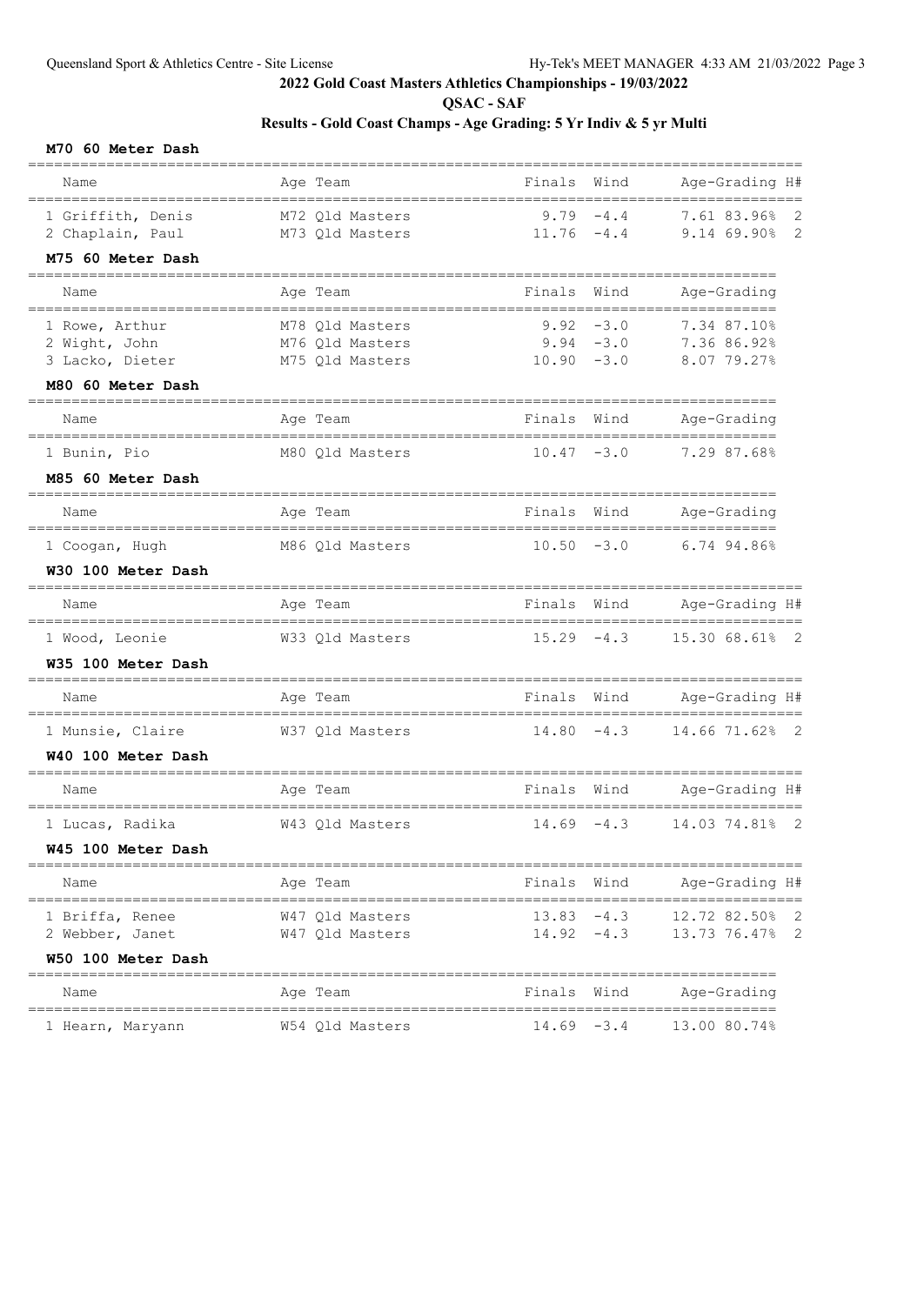## 2022 Gold Coast Masters Athletics Championships - 19/03/2022

### QSAC - SAF

### Results - Gold Coast Champs - Age Grading: 5 Yr Indiv & 5 yr Multi

**M70 60 Meter Dash**

| Name | Age | Team | Finals | Wind | Age-Grading | | H# |
|---|---|---|---|---|---|---|---|
| 1 Griffith, Denis | M72 | Qld Masters | 9.79 | -4.4 | 7.61 | 83.96% | 2 |
| 2 Chaplain, Paul | M73 | Qld Masters | 11.76 | -4.4 | 9.14 | 69.90% | 2 |

**M75 60 Meter Dash**

| Name | Age | Team | Finals | Wind | Age-Grading | |
|---|---|---|---|---|---|---|
| 1 Rowe, Arthur | M78 | Qld Masters | 9.92 | -3.0 | 7.34 | 87.10% |
| 2 Wight, John | M76 | Qld Masters | 9.94 | -3.0 | 7.36 | 86.92% |
| 3 Lacko, Dieter | M75 | Qld Masters | 10.90 | -3.0 | 8.07 | 79.27% |

**M80 60 Meter Dash**

| Name | Age | Team | Finals | Wind | Age-Grading | |
|---|---|---|---|---|---|---|
| 1 Bunin, Pio | M80 | Qld Masters | 10.47 | -3.0 | 7.29 | 87.68% |

**M85 60 Meter Dash**

| Name | Age | Team | Finals | Wind | Age-Grading | |
|---|---|---|---|---|---|---|
| 1 Coogan, Hugh | M86 | Qld Masters | 10.50 | -3.0 | 6.74 | 94.86% |

**W30 100 Meter Dash**

| Name | Age | Team | Finals | Wind | Age-Grading | | H# |
|---|---|---|---|---|---|---|---|
| 1 Wood, Leonie | W33 | Qld Masters | 15.29 | -4.3 | 15.30 | 68.61% | 2 |

**W35 100 Meter Dash**

| Name | Age | Team | Finals | Wind | Age-Grading | | H# |
|---|---|---|---|---|---|---|---|
| 1 Munsie, Claire | W37 | Qld Masters | 14.80 | -4.3 | 14.66 | 71.62% | 2 |

**W40 100 Meter Dash**

| Name | Age | Team | Finals | Wind | Age-Grading | | H# |
|---|---|---|---|---|---|---|---|
| 1 Lucas, Radika | W43 | Qld Masters | 14.69 | -4.3 | 14.03 | 74.81% | 2 |

**W45 100 Meter Dash**

| Name | Age | Team | Finals | Wind | Age-Grading | | H# |
|---|---|---|---|---|---|---|---|
| 1 Briffa, Renee | W47 | Qld Masters | 13.83 | -4.3 | 12.72 | 82.50% | 2 |
| 2 Webber, Janet | W47 | Qld Masters | 14.92 | -4.3 | 13.73 | 76.47% | 2 |

**W50 100 Meter Dash**

| Name | Age | Team | Finals | Wind | Age-Grading | |
|---|---|---|---|---|---|---|
| 1 Hearn, Maryann | W54 | Qld Masters | 14.69 | -3.4 | 13.00 | 80.74% |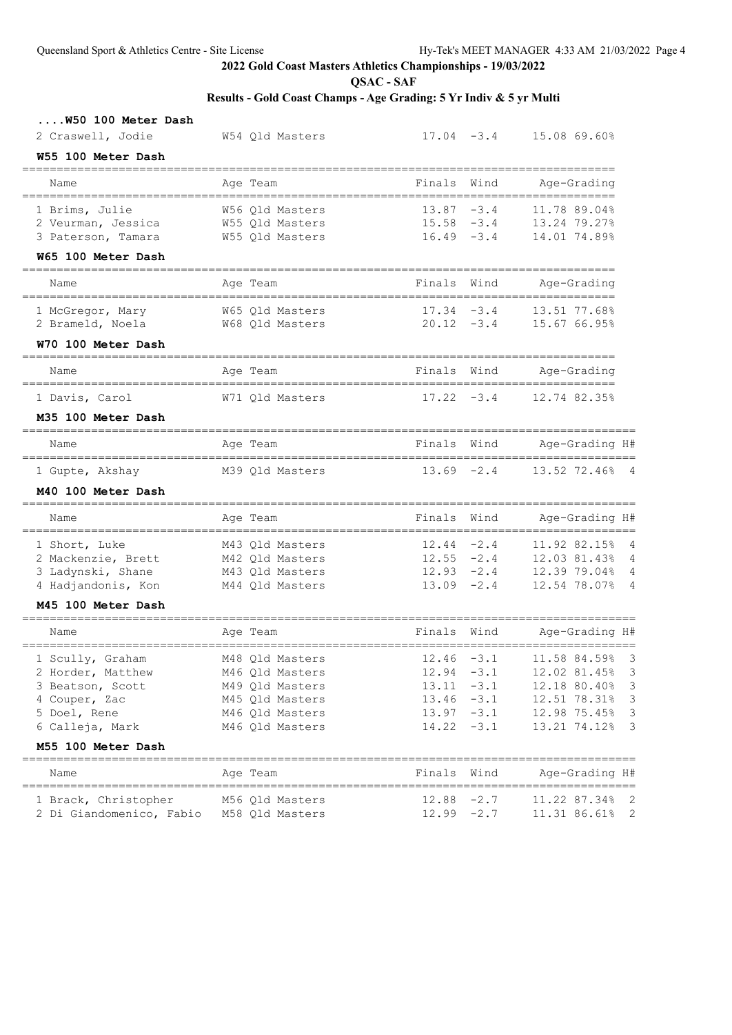## 2022 Gold Coast Masters Athletics Championships - 19/03/2022

**QSAC - SAF**

**Results - Gold Coast Champs - Age Grading: 5 Yr Indiv & 5 yr Multi**

### ....W50 100 Meter Dash

| Name | Age | Team | Finals | Wind | Age-Grading | |
|---|---|---|---|---|---|---|
| 2 Craswell, Jodie | W54 | Qld Masters | 17.04 | -3.4 | 15.08 | 69.60% |

### W55 100 Meter Dash

| Name | Age | Team | Finals | Wind | Age-Grading | |
|---|---|---|---|---|---|---|
| 1 Brims, Julie | W56 | Qld Masters | 13.87 | -3.4 | 11.78 | 89.04% |
| 2 Veurman, Jessica | W55 | Qld Masters | 15.58 | -3.4 | 13.24 | 79.27% |
| 3 Paterson, Tamara | W55 | Qld Masters | 16.49 | -3.4 | 14.01 | 74.89% |

### W65 100 Meter Dash

| Name | Age | Team | Finals | Wind | Age-Grading | |
|---|---|---|---|---|---|---|
| 1 McGregor, Mary | W65 | Qld Masters | 17.34 | -3.4 | 13.51 | 77.68% |
| 2 Brameld, Noela | W68 | Qld Masters | 20.12 | -3.4 | 15.67 | 66.95% |

### W70 100 Meter Dash

| Name | Age | Team | Finals | Wind | Age-Grading | |
|---|---|---|---|---|---|---|
| 1 Davis, Carol | W71 | Qld Masters | 17.22 | -3.4 | 12.74 | 82.35% |

### M35 100 Meter Dash

| Name | Age | Team | Finals | Wind | Age-Grading | | H# |
|---|---|---|---|---|---|---|---|
| 1 Gupte, Akshay | M39 | Qld Masters | 13.69 | -2.4 | 13.52 | 72.46% | 4 |

### M40 100 Meter Dash

| Name | Age | Team | Finals | Wind | Age-Grading | | H# |
|---|---|---|---|---|---|---|---|
| 1 Short, Luke | M43 | Qld Masters | 12.44 | -2.4 | 11.92 | 82.15% | 4 |
| 2 Mackenzie, Brett | M42 | Qld Masters | 12.55 | -2.4 | 12.03 | 81.43% | 4 |
| 3 Ladynski, Shane | M43 | Qld Masters | 12.93 | -2.4 | 12.39 | 79.04% | 4 |
| 4 Hadjandonis, Kon | M44 | Qld Masters | 13.09 | -2.4 | 12.54 | 78.07% | 4 |

### M45 100 Meter Dash

| Name | Age | Team | Finals | Wind | Age-Grading | | H# |
|---|---|---|---|---|---|---|---|
| 1 Scully, Graham | M48 | Qld Masters | 12.46 | -3.1 | 11.58 | 84.59% | 3 |
| 2 Horder, Matthew | M46 | Qld Masters | 12.94 | -3.1 | 12.02 | 81.45% | 3 |
| 3 Beatson, Scott | M49 | Qld Masters | 13.11 | -3.1 | 12.18 | 80.40% | 3 |
| 4 Couper, Zac | M45 | Qld Masters | 13.46 | -3.1 | 12.51 | 78.31% | 3 |
| 5 Doel, Rene | M46 | Qld Masters | 13.97 | -3.1 | 12.98 | 75.45% | 3 |
| 6 Calleja, Mark | M46 | Qld Masters | 14.22 | -3.1 | 13.21 | 74.12% | 3 |

### M55 100 Meter Dash

| Name | Age | Team | Finals | Wind | Age-Grading | | H# |
|---|---|---|---|---|---|---|---|
| 1 Brack, Christopher | M56 | Qld Masters | 12.88 | -2.7 | 11.22 | 87.34% | 2 |
| 2 Di Giandomenico, Fabio | M58 | Qld Masters | 12.99 | -2.7 | 11.31 | 86.61% | 2 |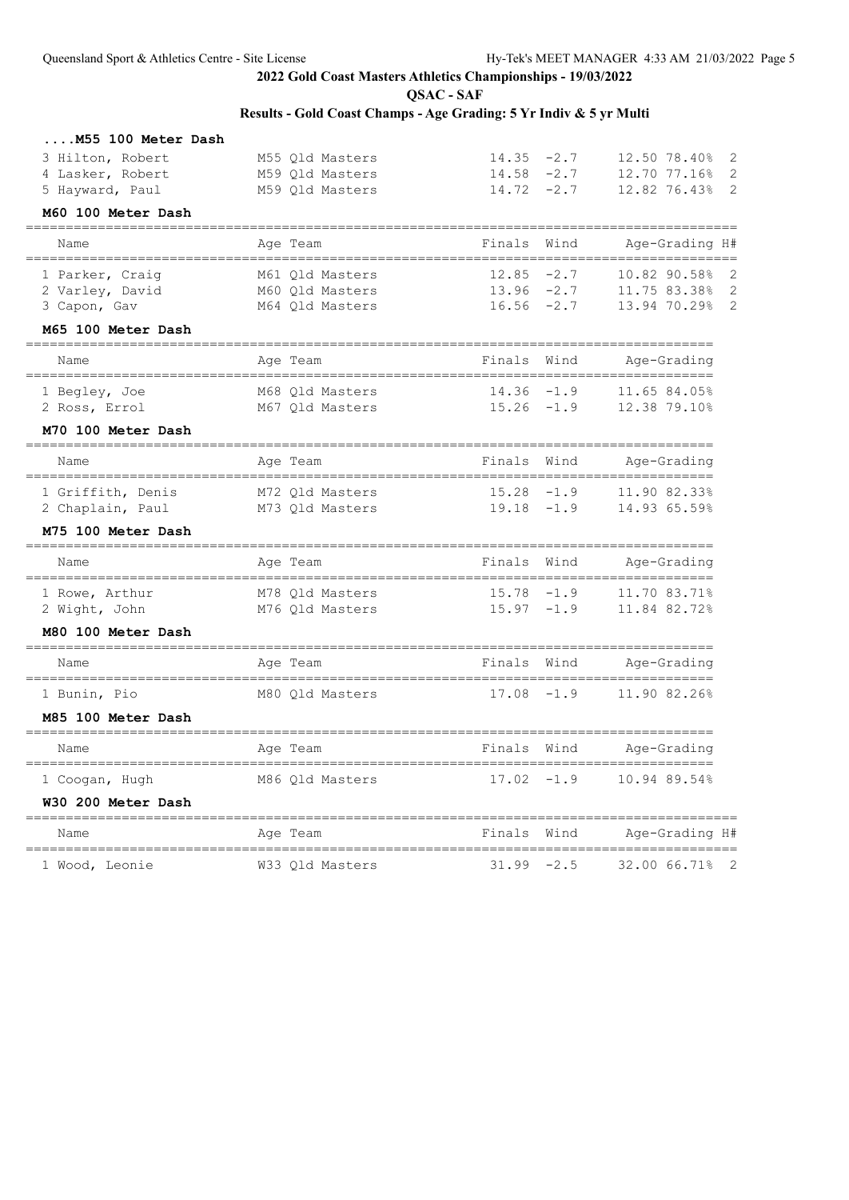## 2022 Gold Coast Masters Athletics Championships - 19/03/2022

**QSAC - SAF**

**Results - Gold Coast Champs - Age Grading: 5 Yr Indiv & 5 yr Multi**

### ....M55 100 Meter Dash

| Name | Age Team | Finals | Wind | Age-Grading | | H# |
|---|---|---|---|---|---|---|
| 3 Hilton, Robert | M55 Qld Masters | 14.35 | -2.7 | 12.50 | 78.40% | 2 |
| 4 Lasker, Robert | M59 Qld Masters | 14.58 | -2.7 | 12.70 | 77.16% | 2 |
| 5 Hayward, Paul | M59 Qld Masters | 14.72 | -2.7 | 12.82 | 76.43% | 2 |

### M60 100 Meter Dash

| Name | Age Team | Finals | Wind | Age-Grading | | H# |
|---|---|---|---|---|---|---|
| 1 Parker, Craig | M61 Qld Masters | 12.85 | -2.7 | 10.82 | 90.58% | 2 |
| 2 Varley, David | M60 Qld Masters | 13.96 | -2.7 | 11.75 | 83.38% | 2 |
| 3 Capon, Gav | M64 Qld Masters | 16.56 | -2.7 | 13.94 | 70.29% | 2 |

### M65 100 Meter Dash

| Name | Age Team | Finals | Wind | Age-Grading | |
|---|---|---|---|---|---|
| 1 Begley, Joe | M68 Qld Masters | 14.36 | -1.9 | 11.65 | 84.05% |
| 2 Ross, Errol | M67 Qld Masters | 15.26 | -1.9 | 12.38 | 79.10% |

### M70 100 Meter Dash

| Name | Age Team | Finals | Wind | Age-Grading | |
|---|---|---|---|---|---|
| 1 Griffith, Denis | M72 Qld Masters | 15.28 | -1.9 | 11.90 | 82.33% |
| 2 Chaplain, Paul | M73 Qld Masters | 19.18 | -1.9 | 14.93 | 65.59% |

### M75 100 Meter Dash

| Name | Age Team | Finals | Wind | Age-Grading | |
|---|---|---|---|---|---|
| 1 Rowe, Arthur | M78 Qld Masters | 15.78 | -1.9 | 11.70 | 83.71% |
| 2 Wight, John | M76 Qld Masters | 15.97 | -1.9 | 11.84 | 82.72% |

### M80 100 Meter Dash

| Name | Age Team | Finals | Wind | Age-Grading | |
|---|---|---|---|---|---|
| 1 Bunin, Pio | M80 Qld Masters | 17.08 | -1.9 | 11.90 | 82.26% |

### M85 100 Meter Dash

| Name | Age Team | Finals | Wind | Age-Grading | |
|---|---|---|---|---|---|
| 1 Coogan, Hugh | M86 Qld Masters | 17.02 | -1.9 | 10.94 | 89.54% |

### W30 200 Meter Dash

| Name | Age Team | Finals | Wind | Age-Grading | | H# |
|---|---|---|---|---|---|---|
| 1 Wood, Leonie | W33 Qld Masters | 31.99 | -2.5 | 32.00 | 66.71% | 2 |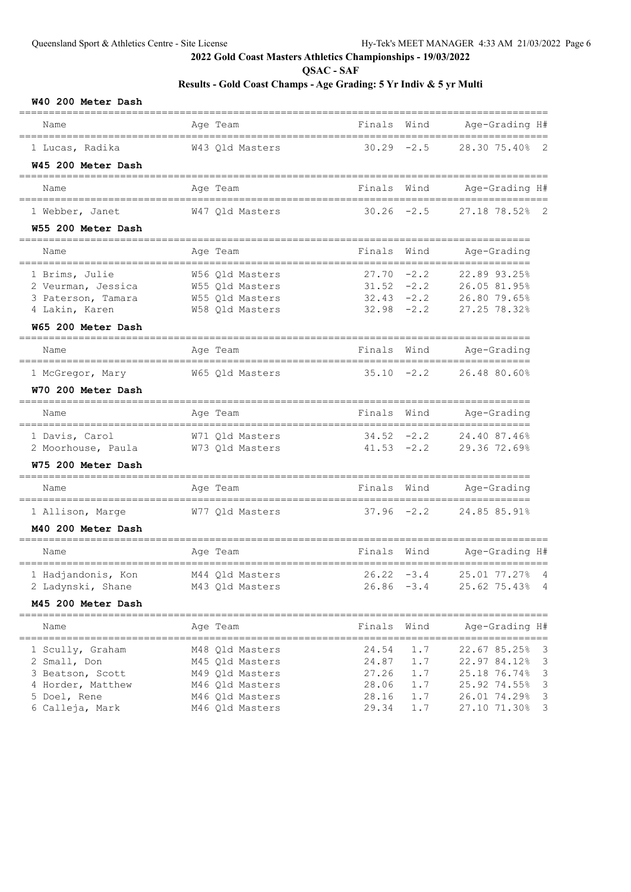## 2022 Gold Coast Masters Athletics Championships - 19/03/2022

**QSAC - SAF**

**Results - Gold Coast Champs - Age Grading: 5 Yr Indiv & 5 yr Multi**

### W40 200 Meter Dash

| Name | Age | Team | Finals | Wind | Age-Grading | | H# |
|---|---|---|---|---|---|---|---|
| 1 Lucas, Radika | W43 | Qld Masters | 30.29 | -2.5 | 28.30 | 75.40% | 2 |

### W45 200 Meter Dash

| Name | Age | Team | Finals | Wind | Age-Grading | | H# |
|---|---|---|---|---|---|---|---|
| 1 Webber, Janet | W47 | Qld Masters | 30.26 | -2.5 | 27.18 | 78.52% | 2 |

### W55 200 Meter Dash

| Name | Age | Team | Finals | Wind | Age-Grading | |
|---|---|---|---|---|---|---|
| 1 Brims, Julie | W56 | Qld Masters | 27.70 | -2.2 | 22.89 | 93.25% |
| 2 Veurman, Jessica | W55 | Qld Masters | 31.52 | -2.2 | 26.05 | 81.95% |
| 3 Paterson, Tamara | W55 | Qld Masters | 32.43 | -2.2 | 26.80 | 79.65% |
| 4 Lakin, Karen | W58 | Qld Masters | 32.98 | -2.2 | 27.25 | 78.32% |

### W65 200 Meter Dash

| Name | Age | Team | Finals | Wind | Age-Grading | |
|---|---|---|---|---|---|---|
| 1 McGregor, Mary | W65 | Qld Masters | 35.10 | -2.2 | 26.48 | 80.60% |

### W70 200 Meter Dash

| Name | Age | Team | Finals | Wind | Age-Grading | |
|---|---|---|---|---|---|---|
| 1 Davis, Carol | W71 | Qld Masters | 34.52 | -2.2 | 24.40 | 87.46% |
| 2 Moorhouse, Paula | W73 | Qld Masters | 41.53 | -2.2 | 29.36 | 72.69% |

### W75 200 Meter Dash

| Name | Age | Team | Finals | Wind | Age-Grading | |
|---|---|---|---|---|---|---|
| 1 Allison, Marge | W77 | Qld Masters | 37.96 | -2.2 | 24.85 | 85.91% |

### M40 200 Meter Dash

| Name | Age | Team | Finals | Wind | Age-Grading | | H# |
|---|---|---|---|---|---|---|---|
| 1 Hadjandonis, Kon | M44 | Qld Masters | 26.22 | -3.4 | 25.01 | 77.27% | 4 |
| 2 Ladynski, Shane | M43 | Qld Masters | 26.86 | -3.4 | 25.62 | 75.43% | 4 |

### M45 200 Meter Dash

| Name | Age | Team | Finals | Wind | Age-Grading | | H# |
|---|---|---|---|---|---|---|---|
| 1 Scully, Graham | M48 | Qld Masters | 24.54 | 1.7 | 22.67 | 85.25% | 3 |
| 2 Small, Don | M45 | Qld Masters | 24.87 | 1.7 | 22.97 | 84.12% | 3 |
| 3 Beatson, Scott | M49 | Qld Masters | 27.26 | 1.7 | 25.18 | 76.74% | 3 |
| 4 Horder, Matthew | M46 | Qld Masters | 28.06 | 1.7 | 25.92 | 74.55% | 3 |
| 5 Doel, Rene | M46 | Qld Masters | 28.16 | 1.7 | 26.01 | 74.29% | 3 |
| 6 Calleja, Mark | M46 | Qld Masters | 29.34 | 1.7 | 27.10 | 71.30% | 3 |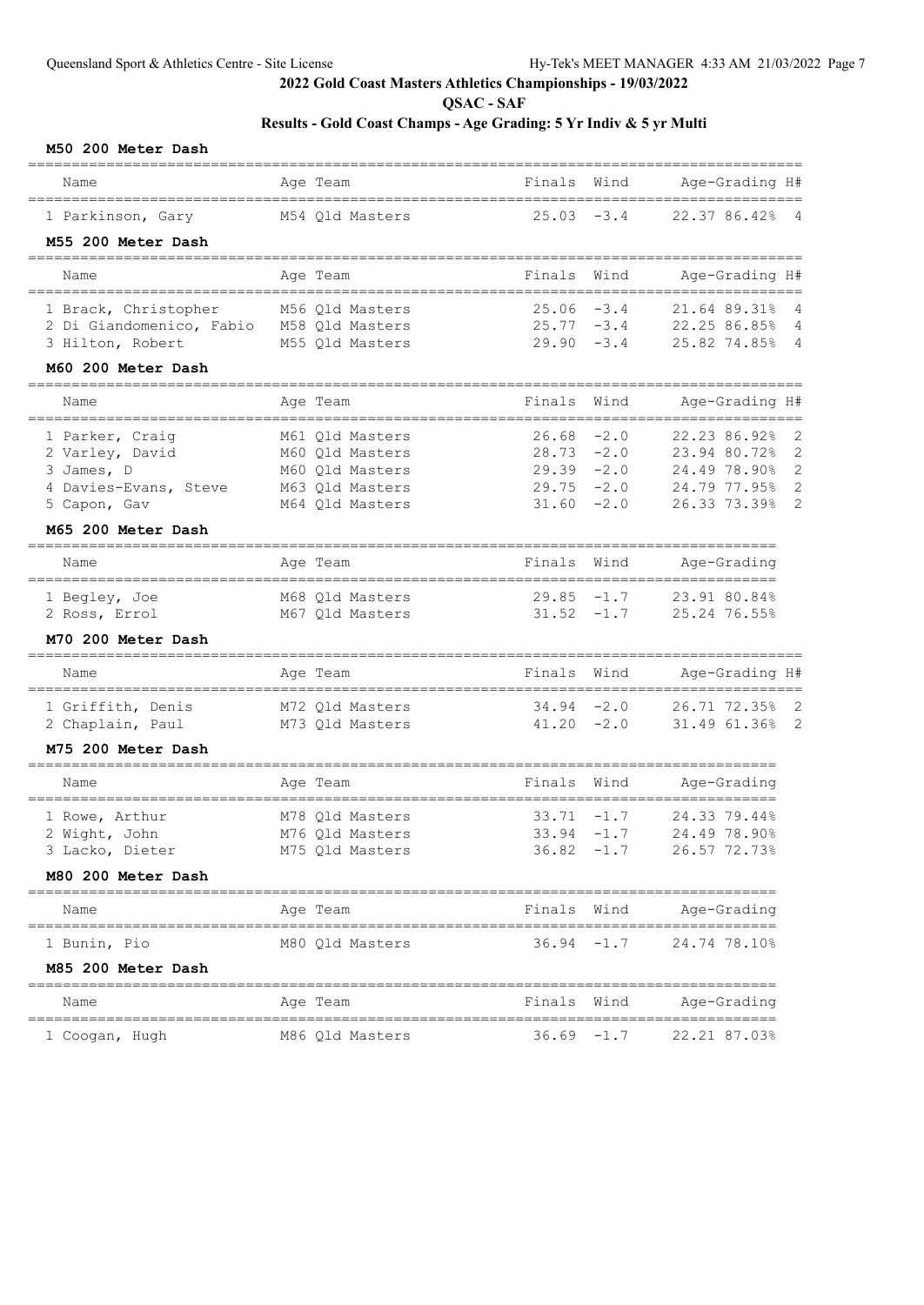## 2022 Gold Coast Masters Athletics Championships - 19/03/2022

**QSAC - SAF**

**Results - Gold Coast Champs - Age Grading: 5 Yr Indiv & 5 yr Multi**

### M50 200 Meter Dash

| Name | Age | Team | Finals | Wind | Age-Grading | | H# |
|---|---|---|---|---|---|---|---|
| 1 Parkinson, Gary | M54 | Qld Masters | 25.03 | -3.4 | 22.37 | 86.42% | 4 |

### M55 200 Meter Dash

| Name | Age | Team | Finals | Wind | Age-Grading | | H# |
|---|---|---|---|---|---|---|---|
| 1 Brack, Christopher | M56 | Qld Masters | 25.06 | -3.4 | 21.64 | 89.31% | 4 |
| 2 Di Giandomenico, Fabio | M58 | Qld Masters | 25.77 | -3.4 | 22.25 | 86.85% | 4 |
| 3 Hilton, Robert | M55 | Qld Masters | 29.90 | -3.4 | 25.82 | 74.85% | 4 |

### M60 200 Meter Dash

| Name | Age | Team | Finals | Wind | Age-Grading | | H# |
|---|---|---|---|---|---|---|---|
| 1 Parker, Craig | M61 | Qld Masters | 26.68 | -2.0 | 22.23 | 86.92% | 2 |
| 2 Varley, David | M60 | Qld Masters | 28.73 | -2.0 | 23.94 | 80.72% | 2 |
| 3 James, D | M60 | Qld Masters | 29.39 | -2.0 | 24.49 | 78.90% | 2 |
| 4 Davies-Evans, Steve | M63 | Qld Masters | 29.75 | -2.0 | 24.79 | 77.95% | 2 |
| 5 Capon, Gav | M64 | Qld Masters | 31.60 | -2.0 | 26.33 | 73.39% | 2 |

### M65 200 Meter Dash

| Name | Age | Team | Finals | Wind | Age-Grading | |
|---|---|---|---|---|---|---|
| 1 Begley, Joe | M68 | Qld Masters | 29.85 | -1.7 | 23.91 | 80.84% |
| 2 Ross, Errol | M67 | Qld Masters | 31.52 | -1.7 | 25.24 | 76.55% |

### M70 200 Meter Dash

| Name | Age | Team | Finals | Wind | Age-Grading | | H# |
|---|---|---|---|---|---|---|---|
| 1 Griffith, Denis | M72 | Qld Masters | 34.94 | -2.0 | 26.71 | 72.35% | 2 |
| 2 Chaplain, Paul | M73 | Qld Masters | 41.20 | -2.0 | 31.49 | 61.36% | 2 |

### M75 200 Meter Dash

| Name | Age | Team | Finals | Wind | Age-Grading | |
|---|---|---|---|---|---|---|
| 1 Rowe, Arthur | M78 | Qld Masters | 33.71 | -1.7 | 24.33 | 79.44% |
| 2 Wight, John | M76 | Qld Masters | 33.94 | -1.7 | 24.49 | 78.90% |
| 3 Lacko, Dieter | M75 | Qld Masters | 36.82 | -1.7 | 26.57 | 72.73% |

### M80 200 Meter Dash

| Name | Age | Team | Finals | Wind | Age-Grading | |
|---|---|---|---|---|---|---|
| 1 Bunin, Pio | M80 | Qld Masters | 36.94 | -1.7 | 24.74 | 78.10% |

### M85 200 Meter Dash

| Name | Age | Team | Finals | Wind | Age-Grading | |
|---|---|---|---|---|---|---|
| 1 Coogan, Hugh | M86 | Qld Masters | 36.69 | -1.7 | 22.21 | 87.03% |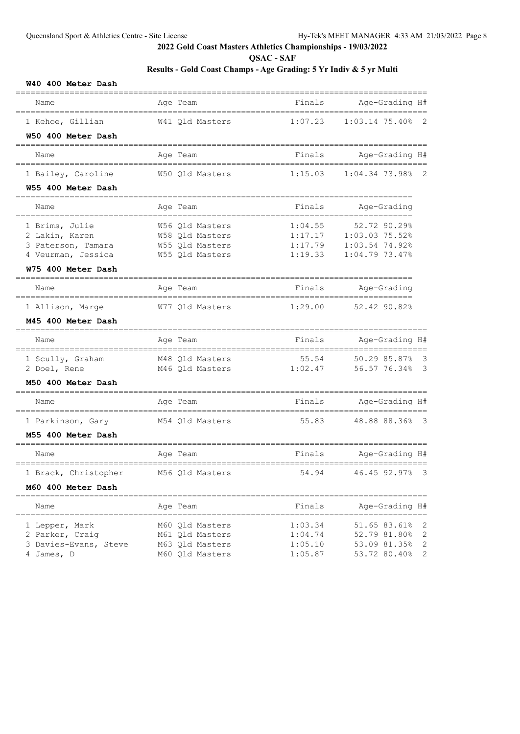## 2022 Gold Coast Masters Athletics Championships - 19/03/2022

**QSAC - SAF**

**Results - Gold Coast Champs - Age Grading: 5 Yr Indiv & 5 yr Multi**

### W40 400 Meter Dash

| Name | Age | Team | Finals | Age-Grading | | H# |
|---|---|---|---|---|---|---|
| 1 Kehoe, Gillian | W41 | Qld Masters | 1:07.23 | 1:03.14 | 75.40% | 2 |

### W50 400 Meter Dash

| Name | Age | Team | Finals | Age-Grading | | H# |
|---|---|---|---|---|---|---|
| 1 Bailey, Caroline | W50 | Qld Masters | 1:15.03 | 1:04.34 | 73.98% | 2 |

### W55 400 Meter Dash

| Name | Age | Team | Finals | Age-Grading | |
|---|---|---|---|---|---|
| 1 Brims, Julie | W56 | Qld Masters | 1:04.55 | 52.72 | 90.29% |
| 2 Lakin, Karen | W58 | Qld Masters | 1:17.17 | 1:03.03 | 75.52% |
| 3 Paterson, Tamara | W55 | Qld Masters | 1:17.79 | 1:03.54 | 74.92% |
| 4 Veurman, Jessica | W55 | Qld Masters | 1:19.33 | 1:04.79 | 73.47% |

### W75 400 Meter Dash

| Name | Age | Team | Finals | Age-Grading | |
|---|---|---|---|---|---|
| 1 Allison, Marge | W77 | Qld Masters | 1:29.00 | 52.42 | 90.82% |

### M45 400 Meter Dash

| Name | Age | Team | Finals | Age-Grading | | H# |
|---|---|---|---|---|---|---|
| 1 Scully, Graham | M48 | Qld Masters | 55.54 | 50.29 | 85.87% | 3 |
| 2 Doel, Rene | M46 | Qld Masters | 1:02.47 | 56.57 | 76.34% | 3 |

### M50 400 Meter Dash

| Name | Age | Team | Finals | Age-Grading | | H# |
|---|---|---|---|---|---|---|
| 1 Parkinson, Gary | M54 | Qld Masters | 55.83 | 48.88 | 88.36% | 3 |

### M55 400 Meter Dash

| Name | Age | Team | Finals | Age-Grading | | H# |
|---|---|---|---|---|---|---|
| 1 Brack, Christopher | M56 | Qld Masters | 54.94 | 46.45 | 92.97% | 3 |

### M60 400 Meter Dash

| Name | Age | Team | Finals | Age-Grading | | H# |
|---|---|---|---|---|---|---|
| 1 Lepper, Mark | M60 | Qld Masters | 1:03.34 | 51.65 | 83.61% | 2 |
| 2 Parker, Craig | M61 | Qld Masters | 1:04.74 | 52.79 | 81.80% | 2 |
| 3 Davies-Evans, Steve | M63 | Qld Masters | 1:05.10 | 53.09 | 81.35% | 2 |
| 4 James, D | M60 | Qld Masters | 1:05.87 | 53.72 | 80.40% | 2 |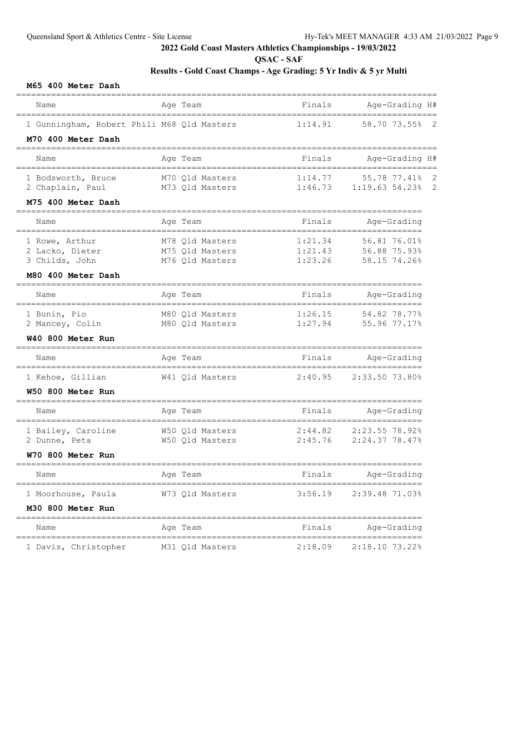## 2022 Gold Coast Masters Athletics Championships - 19/03/2022

### QSAC - SAF

### Results - Gold Coast Champs - Age Grading: 5 Yr Indiv & 5 yr Multi

**M65 400 Meter Dash**

| Name | Age | Team | Finals | Age-Grading | | H# |
|---|---|---|---|---|---|---|
| 1 Gunningham, Robert Phili | M68 | Qld Masters | 1:14.91 | 58.70 | 73.55% | 2 |

**M70 400 Meter Dash**

| Name | Age | Team | Finals | Age-Grading | | H# |
|---|---|---|---|---|---|---|
| 1 Bodsworth, Bruce | M70 | Qld Masters | 1:14.77 | 55.78 | 77.41% | 2 |
| 2 Chaplain, Paul | M73 | Qld Masters | 1:46.73 | 1:19.63 | 54.23% | 2 |

**M75 400 Meter Dash**

| Name | Age | Team | Finals | Age-Grading | |
|---|---|---|---|---|---|
| 1 Rowe, Arthur | M78 | Qld Masters | 1:21.34 | 56.81 | 76.01% |
| 2 Lacko, Dieter | M75 | Qld Masters | 1:21.43 | 56.88 | 75.93% |
| 3 Childs, John | M76 | Qld Masters | 1:23.26 | 58.15 | 74.26% |

**M80 400 Meter Dash**

| Name | Age | Team | Finals | Age-Grading | |
|---|---|---|---|---|---|
| 1 Bunin, Pio | M80 | Qld Masters | 1:26.15 | 54.82 | 78.77% |
| 2 Mancey, Colin | M80 | Qld Masters | 1:27.94 | 55.96 | 77.17% |

**W40 800 Meter Run**

| Name | Age | Team | Finals | Age-Grading | |
|---|---|---|---|---|---|
| 1 Kehoe, Gillian | W41 | Qld Masters | 2:40.95 | 2:33.50 | 73.80% |

**W50 800 Meter Run**

| Name | Age | Team | Finals | Age-Grading | |
|---|---|---|---|---|---|
| 1 Bailey, Caroline | W50 | Qld Masters | 2:44.82 | 2:23.55 | 78.92% |
| 2 Dunne, Peta | W50 | Qld Masters | 2:45.76 | 2:24.37 | 78.47% |

**W70 800 Meter Run**

| Name | Age | Team | Finals | Age-Grading | |
|---|---|---|---|---|---|
| 1 Moorhouse, Paula | W73 | Qld Masters | 3:56.19 | 2:39.48 | 71.03% |

**M30 800 Meter Run**

| Name | Age | Team | Finals | Age-Grading | |
|---|---|---|---|---|---|
| 1 Davis, Christopher | M31 | Qld Masters | 2:18.09 | 2:18.10 | 73.22% |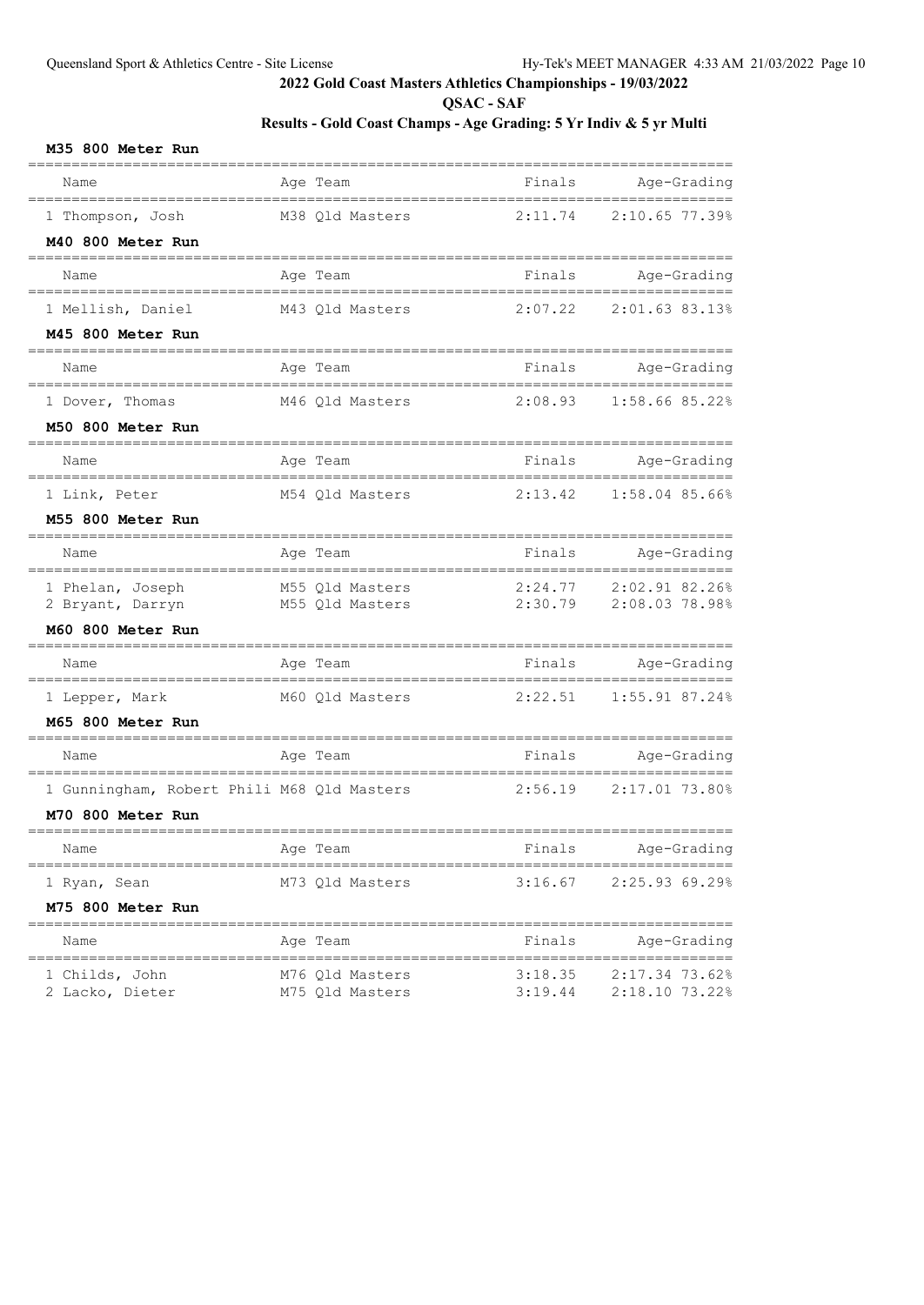## 2022 Gold Coast Masters Athletics Championships - 19/03/2022

**QSAC - SAF**

**Results - Gold Coast Champs - Age Grading: 5 Yr Indiv & 5 yr Multi**

### M35 800 Meter Run

| Name | Age | Team | Finals | Age-Grading |
|---|---|---|---|---|
| 1 Thompson, Josh | M38 | Qld Masters | 2:11.74 | 2:10.65 77.39% |

### M40 800 Meter Run

| Name | Age | Team | Finals | Age-Grading |
|---|---|---|---|---|
| 1 Mellish, Daniel | M43 | Qld Masters | 2:07.22 | 2:01.63 83.13% |

### M45 800 Meter Run

| Name | Age | Team | Finals | Age-Grading |
|---|---|---|---|---|
| 1 Dover, Thomas | M46 | Qld Masters | 2:08.93 | 1:58.66 85.22% |

### M50 800 Meter Run

| Name | Age | Team | Finals | Age-Grading |
|---|---|---|---|---|
| 1 Link, Peter | M54 | Qld Masters | 2:13.42 | 1:58.04 85.66% |

### M55 800 Meter Run

| Name | Age | Team | Finals | Age-Grading |
|---|---|---|---|---|
| 1 Phelan, Joseph | M55 | Qld Masters | 2:24.77 | 2:02.91 82.26% |
| 2 Bryant, Darryn | M55 | Qld Masters | 2:30.79 | 2:08.03 78.98% |

### M60 800 Meter Run

| Name | Age | Team | Finals | Age-Grading |
|---|---|---|---|---|
| 1 Lepper, Mark | M60 | Qld Masters | 2:22.51 | 1:55.91 87.24% |

### M65 800 Meter Run

| Name | Age | Team | Finals | Age-Grading |
|---|---|---|---|---|
| 1 Gunningham, Robert Phili | M68 | Qld Masters | 2:56.19 | 2:17.01 73.80% |

### M70 800 Meter Run

| Name | Age | Team | Finals | Age-Grading |
|---|---|---|---|---|
| 1 Ryan, Sean | M73 | Qld Masters | 3:16.67 | 2:25.93 69.29% |

### M75 800 Meter Run

| Name | Age | Team | Finals | Age-Grading |
|---|---|---|---|---|
| 1 Childs, John | M76 | Qld Masters | 3:18.35 | 2:17.34 73.62% |
| 2 Lacko, Dieter | M75 | Qld Masters | 3:19.44 | 2:18.10 73.22% |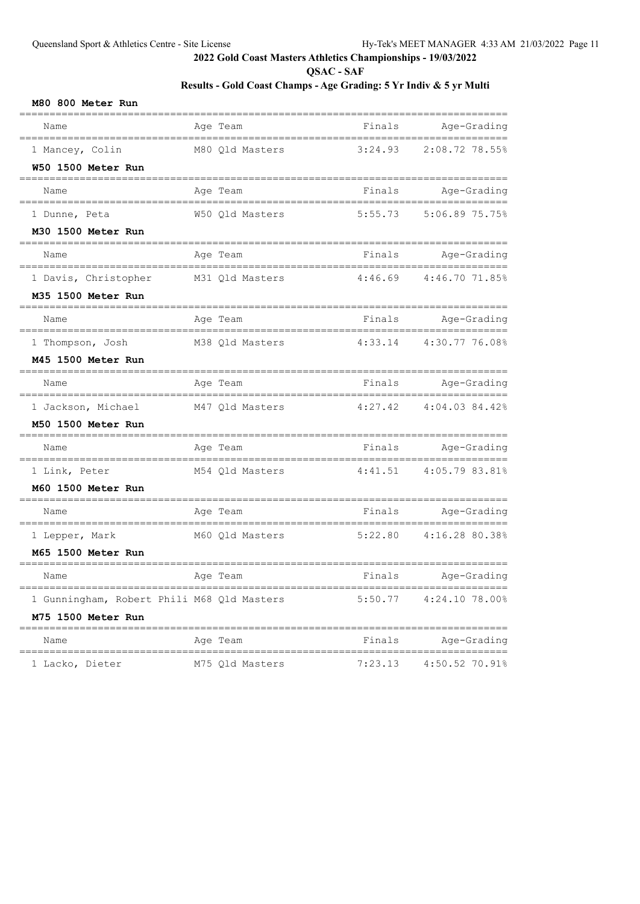## 2022 Gold Coast Masters Athletics Championships - 19/03/2022

**QSAC - SAF**

**Results - Gold Coast Champs - Age Grading: 5 Yr Indiv & 5 yr Multi**

### M80 800 Meter Run

| Name | Age Team | Finals | Age-Grading |
|---|---|---|---|
| 1 Mancey, Colin | M80 Qld Masters | 3:24.93 | 2:08.72 78.55% |

### W50 1500 Meter Run

| Name | Age Team | Finals | Age-Grading |
|---|---|---|---|
| 1 Dunne, Peta | W50 Qld Masters | 5:55.73 | 5:06.89 75.75% |

### M30 1500 Meter Run

| Name | Age Team | Finals | Age-Grading |
|---|---|---|---|
| 1 Davis, Christopher | M31 Qld Masters | 4:46.69 | 4:46.70 71.85% |

### M35 1500 Meter Run

| Name | Age Team | Finals | Age-Grading |
|---|---|---|---|
| 1 Thompson, Josh | M38 Qld Masters | 4:33.14 | 4:30.77 76.08% |

### M45 1500 Meter Run

| Name | Age Team | Finals | Age-Grading |
|---|---|---|---|
| 1 Jackson, Michael | M47 Qld Masters | 4:27.42 | 4:04.03 84.42% |

### M50 1500 Meter Run

| Name | Age Team | Finals | Age-Grading |
|---|---|---|---|
| 1 Link, Peter | M54 Qld Masters | 4:41.51 | 4:05.79 83.81% |

### M60 1500 Meter Run

| Name | Age Team | Finals | Age-Grading |
|---|---|---|---|
| 1 Lepper, Mark | M60 Qld Masters | 5:22.80 | 4:16.28 80.38% |

### M65 1500 Meter Run

| Name | Age Team | Finals | Age-Grading |
|---|---|---|---|
| 1 Gunningham, Robert Phili | M68 Qld Masters | 5:50.77 | 4:24.10 78.00% |

### M75 1500 Meter Run

| Name | Age Team | Finals | Age-Grading |
|---|---|---|---|
| 1 Lacko, Dieter | M75 Qld Masters | 7:23.13 | 4:50.52 70.91% |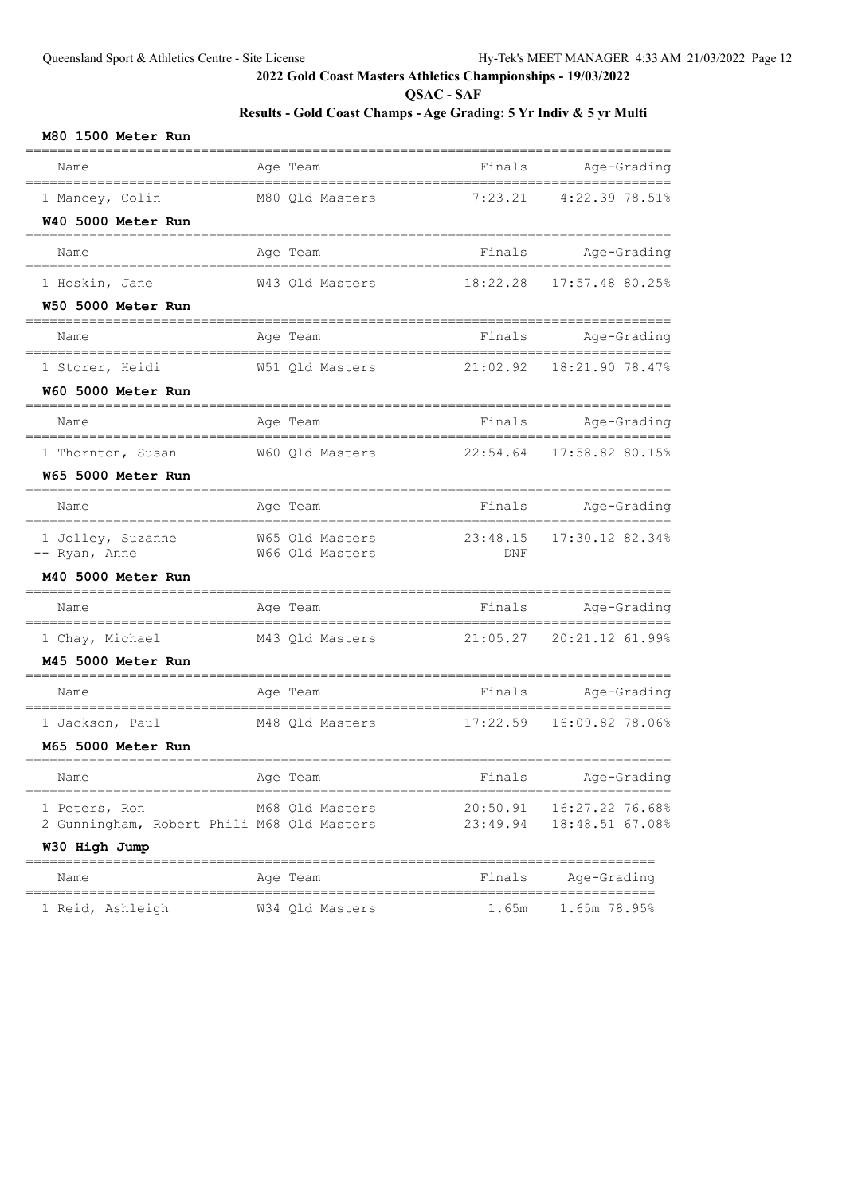**2022 Gold Coast Masters Athletics Championships - 19/03/2022**

**QSAC - SAF**

**Results - Gold Coast Champs - Age Grading: 5 Yr Indiv & 5 yr Multi**

### M80 1500 Meter Run

| Name | Age | Team | Finals | Age-Grading |
|---|---|---|---|---|
| 1 Mancey, Colin | M80 | Qld Masters | 7:23.21 | 4:22.39 78.51% |

### W40 5000 Meter Run

| Name | Age | Team | Finals | Age-Grading |
|---|---|---|---|---|
| 1 Hoskin, Jane | W43 | Qld Masters | 18:22.28 | 17:57.48 80.25% |

### W50 5000 Meter Run

| Name | Age | Team | Finals | Age-Grading |
|---|---|---|---|---|
| 1 Storer, Heidi | W51 | Qld Masters | 21:02.92 | 18:21.90 78.47% |

### W60 5000 Meter Run

| Name | Age | Team | Finals | Age-Grading |
|---|---|---|---|---|
| 1 Thornton, Susan | W60 | Qld Masters | 22:54.64 | 17:58.82 80.15% |

### W65 5000 Meter Run

| Name | Age | Team | Finals | Age-Grading |
|---|---|---|---|---|
| 1 Jolley, Suzanne | W65 | Qld Masters | 23:48.15 | 17:30.12 82.34% |
| -- Ryan, Anne | W66 | Qld Masters | DNF | |

### M40 5000 Meter Run

| Name | Age | Team | Finals | Age-Grading |
|---|---|---|---|---|
| 1 Chay, Michael | M43 | Qld Masters | 21:05.27 | 20:21.12 61.99% |

### M45 5000 Meter Run

| Name | Age | Team | Finals | Age-Grading |
|---|---|---|---|---|
| 1 Jackson, Paul | M48 | Qld Masters | 17:22.59 | 16:09.82 78.06% |

### M65 5000 Meter Run

| Name | Age | Team | Finals | Age-Grading |
|---|---|---|---|---|
| 1 Peters, Ron | M68 | Qld Masters | 20:50.91 | 16:27.22 76.68% |
| 2 Gunningham, Robert Phili | M68 | Qld Masters | 23:49.94 | 18:48.51 67.08% |

### W30 High Jump

| Name | Age | Team | Finals | Age-Grading |
|---|---|---|---|---|
| 1 Reid, Ashleigh | W34 | Qld Masters | 1.65m | 1.65m 78.95% |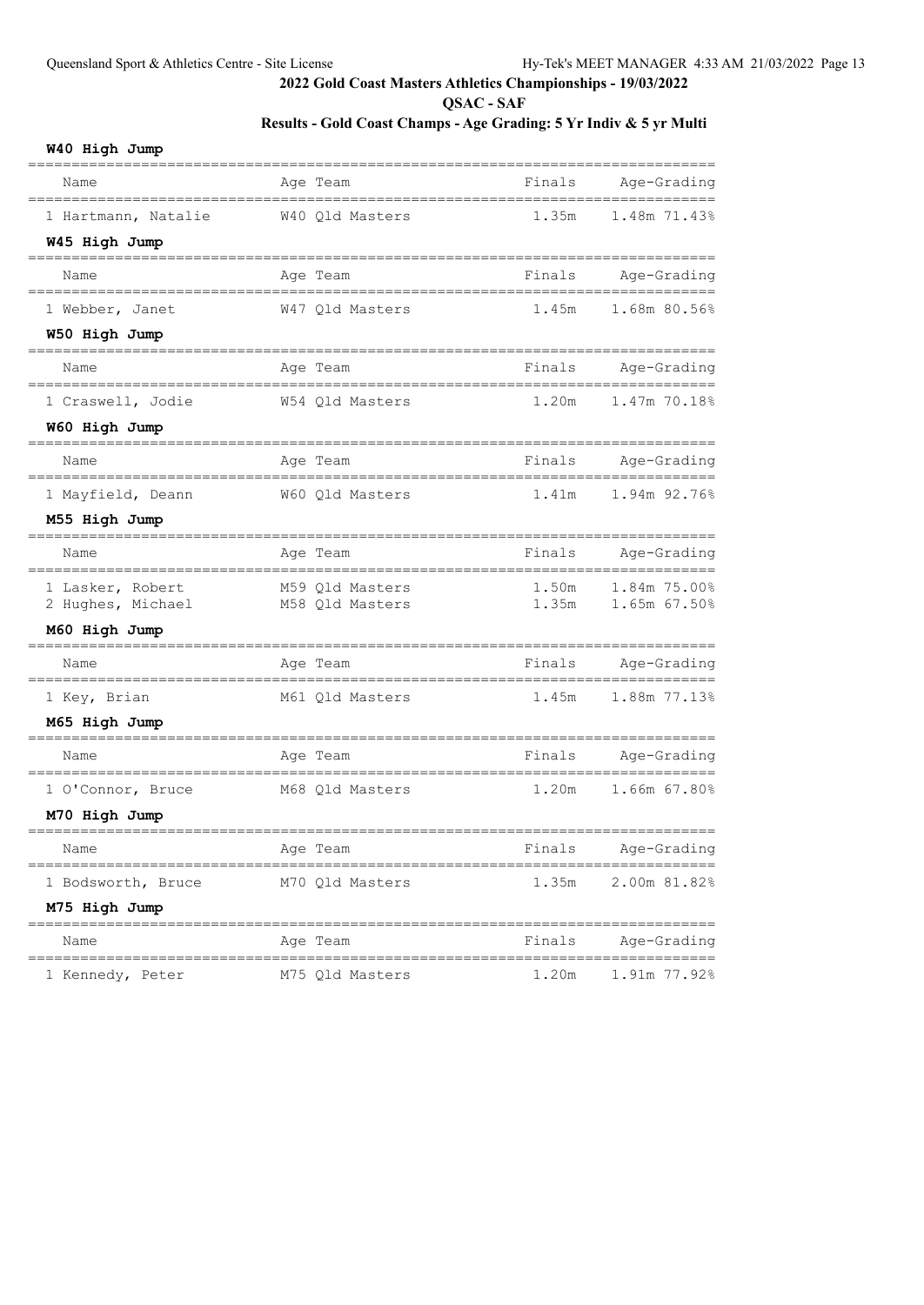2022 Gold Coast Masters Athletics Championships - 19/03/2022

QSAC - SAF

Results - Gold Coast Champs - Age Grading: 5 Yr Indiv & 5 yr Multi

### W40 High Jump

| Name | Age | Team | Finals | Age-Grading |
|---|---|---|---|---|
| 1 Hartmann, Natalie | W40 | Qld Masters | 1.35m | 1.48m 71.43% |

### W45 High Jump

| Name | Age | Team | Finals | Age-Grading |
|---|---|---|---|---|
| 1 Webber, Janet | W47 | Qld Masters | 1.45m | 1.68m 80.56% |

### W50 High Jump

| Name | Age | Team | Finals | Age-Grading |
|---|---|---|---|---|
| 1 Craswell, Jodie | W54 | Qld Masters | 1.20m | 1.47m 70.18% |

### W60 High Jump

| Name | Age | Team | Finals | Age-Grading |
|---|---|---|---|---|
| 1 Mayfield, Deann | W60 | Qld Masters | 1.41m | 1.94m 92.76% |

### M55 High Jump

| Name | Age | Team | Finals | Age-Grading |
|---|---|---|---|---|
| 1 Lasker, Robert | M59 | Qld Masters | 1.50m | 1.84m 75.00% |
| 2 Hughes, Michael | M58 | Qld Masters | 1.35m | 1.65m 67.50% |

### M60 High Jump

| Name | Age | Team | Finals | Age-Grading |
|---|---|---|---|---|
| 1 Key, Brian | M61 | Qld Masters | 1.45m | 1.88m 77.13% |

### M65 High Jump

| Name | Age | Team | Finals | Age-Grading |
|---|---|---|---|---|
| 1 O'Connor, Bruce | M68 | Qld Masters | 1.20m | 1.66m 67.80% |

### M70 High Jump

| Name | Age | Team | Finals | Age-Grading |
|---|---|---|---|---|
| 1 Bodsworth, Bruce | M70 | Qld Masters | 1.35m | 2.00m 81.82% |

### M75 High Jump

| Name | Age | Team | Finals | Age-Grading |
|---|---|---|---|---|
| 1 Kennedy, Peter | M75 | Qld Masters | 1.20m | 1.91m 77.92% |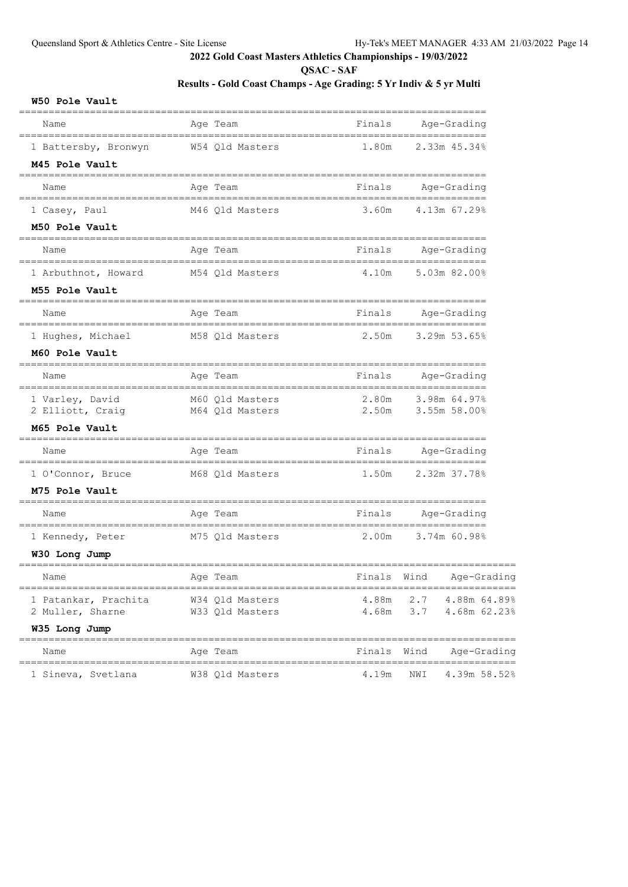# 2022 Gold Coast Masters Athletics Championships - 19/03/2022

**QSAC - SAF**

**Results - Gold Coast Champs - Age Grading: 5 Yr Indiv & 5 yr Multi**

### W50 Pole Vault

| Name | Age | Team | Finals | Age-Grading |
|---|---|---|---|---|
| 1 Battersby, Bronwyn | W54 | Qld Masters | 1.80m | 2.33m 45.34% |

### M45 Pole Vault

| Name | Age | Team | Finals | Age-Grading |
|---|---|---|---|---|
| 1 Casey, Paul | M46 | Qld Masters | 3.60m | 4.13m 67.29% |

### M50 Pole Vault

| Name | Age | Team | Finals | Age-Grading |
|---|---|---|---|---|
| 1 Arbuthnot, Howard | M54 | Qld Masters | 4.10m | 5.03m 82.00% |

### M55 Pole Vault

| Name | Age | Team | Finals | Age-Grading |
|---|---|---|---|---|
| 1 Hughes, Michael | M58 | Qld Masters | 2.50m | 3.29m 53.65% |

### M60 Pole Vault

| Name | Age | Team | Finals | Age-Grading |
|---|---|---|---|---|
| 1 Varley, David | M60 | Qld Masters | 2.80m | 3.98m 64.97% |
| 2 Elliott, Craig | M64 | Qld Masters | 2.50m | 3.55m 58.00% |

### M65 Pole Vault

| Name | Age | Team | Finals | Age-Grading |
|---|---|---|---|---|
| 1 O'Connor, Bruce | M68 | Qld Masters | 1.50m | 2.32m 37.78% |

### M75 Pole Vault

| Name | Age | Team | Finals | Age-Grading |
|---|---|---|---|---|
| 1 Kennedy, Peter | M75 | Qld Masters | 2.00m | 3.74m 60.98% |

### W30 Long Jump

| Name | Age | Team | Finals | Wind | Age-Grading |
|---|---|---|---|---|---|
| 1 Patankar, Prachita | W34 | Qld Masters | 4.88m | 2.7 | 4.88m 64.89% |
| 2 Muller, Sharne | W33 | Qld Masters | 4.68m | 3.7 | 4.68m 62.23% |

### W35 Long Jump

| Name | Age | Team | Finals | Wind | Age-Grading |
|---|---|---|---|---|---|
| 1 Sineva, Svetlana | W38 | Qld Masters | 4.19m | NWI | 4.39m 58.52% |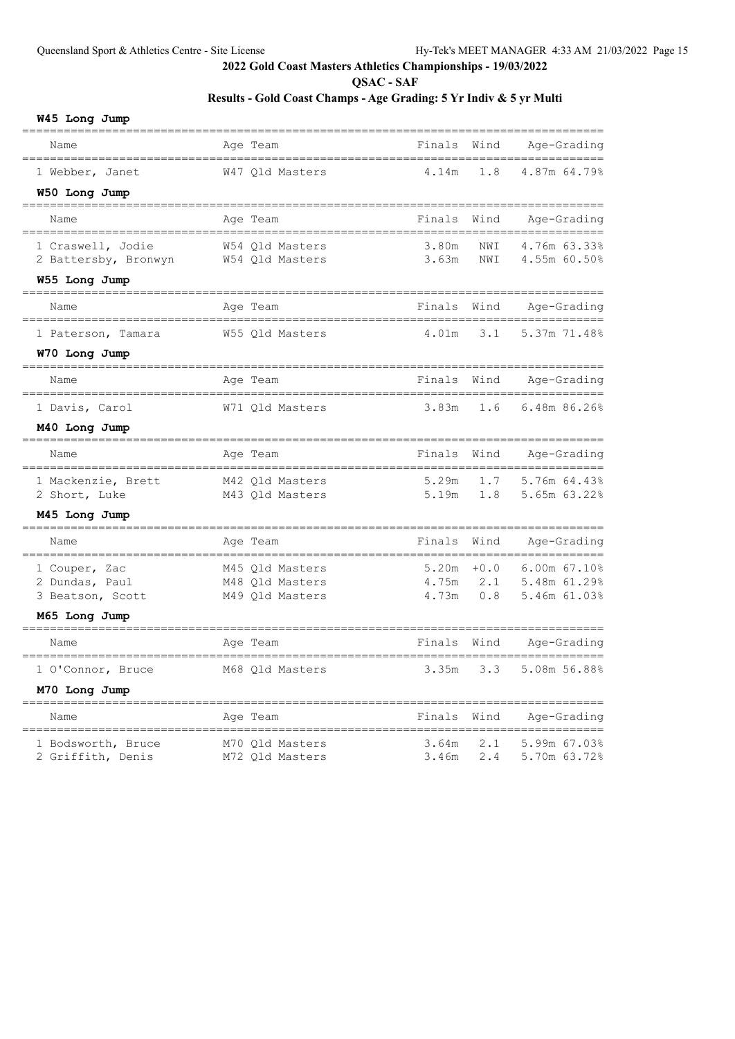## 2022 Gold Coast Masters Athletics Championships - 19/03/2022

**QSAC - SAF**

**Results - Gold Coast Champs - Age Grading: 5 Yr Indiv & 5 yr Multi**

### W45 Long Jump

| Name | Age | Team | Finals | Wind | Age-Grading |
|---|---|---|---|---|---|
| 1 Webber, Janet | W47 | Qld Masters | 4.14m | 1.8 | 4.87m 64.79% |

### W50 Long Jump

| Name | Age | Team | Finals | Wind | Age-Grading |
|---|---|---|---|---|---|
| 1 Craswell, Jodie | W54 | Qld Masters | 3.80m | NWI | 4.76m 63.33% |
| 2 Battersby, Bronwyn | W54 | Qld Masters | 3.63m | NWI | 4.55m 60.50% |

### W55 Long Jump

| Name | Age | Team | Finals | Wind | Age-Grading |
|---|---|---|---|---|---|
| 1 Paterson, Tamara | W55 | Qld Masters | 4.01m | 3.1 | 5.37m 71.48% |

### W70 Long Jump

| Name | Age | Team | Finals | Wind | Age-Grading |
|---|---|---|---|---|---|
| 1 Davis, Carol | W71 | Qld Masters | 3.83m | 1.6 | 6.48m 86.26% |

### M40 Long Jump

| Name | Age | Team | Finals | Wind | Age-Grading |
|---|---|---|---|---|---|
| 1 Mackenzie, Brett | M42 | Qld Masters | 5.29m | 1.7 | 5.76m 64.43% |
| 2 Short, Luke | M43 | Qld Masters | 5.19m | 1.8 | 5.65m 63.22% |

### M45 Long Jump

| Name | Age | Team | Finals | Wind | Age-Grading |
|---|---|---|---|---|---|
| 1 Couper, Zac | M45 | Qld Masters | 5.20m | +0.0 | 6.00m 67.10% |
| 2 Dundas, Paul | M48 | Qld Masters | 4.75m | 2.1 | 5.48m 61.29% |
| 3 Beatson, Scott | M49 | Qld Masters | 4.73m | 0.8 | 5.46m 61.03% |

### M65 Long Jump

| Name | Age | Team | Finals | Wind | Age-Grading |
|---|---|---|---|---|---|
| 1 O'Connor, Bruce | M68 | Qld Masters | 3.35m | 3.3 | 5.08m 56.88% |

### M70 Long Jump

| Name | Age | Team | Finals | Wind | Age-Grading |
|---|---|---|---|---|---|
| 1 Bodsworth, Bruce | M70 | Qld Masters | 3.64m | 2.1 | 5.99m 67.03% |
| 2 Griffith, Denis | M72 | Qld Masters | 3.46m | 2.4 | 5.70m 63.72% |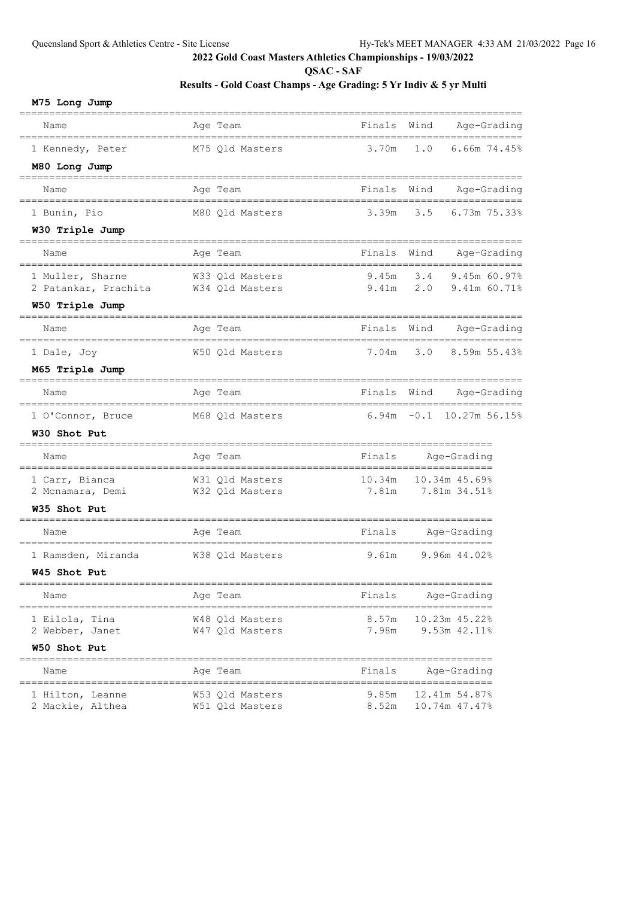## 2022 Gold Coast Masters Athletics Championships - 19/03/2022

### QSAC - SAF

### Results - Gold Coast Champs - Age Grading: 5 Yr Indiv & 5 yr Multi

#### M75 Long Jump

| Name | Age | Team | Finals | Wind | Age-Grading |
|---|---|---|---|---|---|
| 1 Kennedy, Peter | M75 | Qld Masters | 3.70m | 1.0 | 6.66m 74.45% |

#### M80 Long Jump

| Name | Age | Team | Finals | Wind | Age-Grading |
|---|---|---|---|---|---|
| 1 Bunin, Pio | M80 | Qld Masters | 3.39m | 3.5 | 6.73m 75.33% |

#### W30 Triple Jump

| Name | Age | Team | Finals | Wind | Age-Grading |
|---|---|---|---|---|---|
| 1 Muller, Sharne | W33 | Qld Masters | 9.45m | 3.4 | 9.45m 60.97% |
| 2 Patankar, Prachita | W34 | Qld Masters | 9.41m | 2.0 | 9.41m 60.71% |

#### W50 Triple Jump

| Name | Age | Team | Finals | Wind | Age-Grading |
|---|---|---|---|---|---|
| 1 Dale, Joy | W50 | Qld Masters | 7.04m | 3.0 | 8.59m 55.43% |

#### M65 Triple Jump

| Name | Age | Team | Finals | Wind | Age-Grading |
|---|---|---|---|---|---|
| 1 O'Connor, Bruce | M68 | Qld Masters | 6.94m | -0.1 | 10.27m 56.15% |

#### W30 Shot Put

| Name | Age | Team | Finals | Age-Grading |
|---|---|---|---|---|
| 1 Carr, Bianca | W31 | Qld Masters | 10.34m | 10.34m 45.69% |
| 2 Mcnamara, Demi | W32 | Qld Masters | 7.81m | 7.81m 34.51% |

#### W35 Shot Put

| Name | Age | Team | Finals | Age-Grading |
|---|---|---|---|---|
| 1 Ramsden, Miranda | W38 | Qld Masters | 9.61m | 9.96m 44.02% |

#### W45 Shot Put

| Name | Age | Team | Finals | Age-Grading |
|---|---|---|---|---|
| 1 Eilola, Tina | W48 | Qld Masters | 8.57m | 10.23m 45.22% |
| 2 Webber, Janet | W47 | Qld Masters | 7.98m | 9.53m 42.11% |

#### W50 Shot Put

| Name | Age | Team | Finals | Age-Grading |
|---|---|---|---|---|
| 1 Hilton, Leanne | W53 | Qld Masters | 9.85m | 12.41m 54.87% |
| 2 Mackie, Althea | W51 | Qld Masters | 8.52m | 10.74m 47.47% |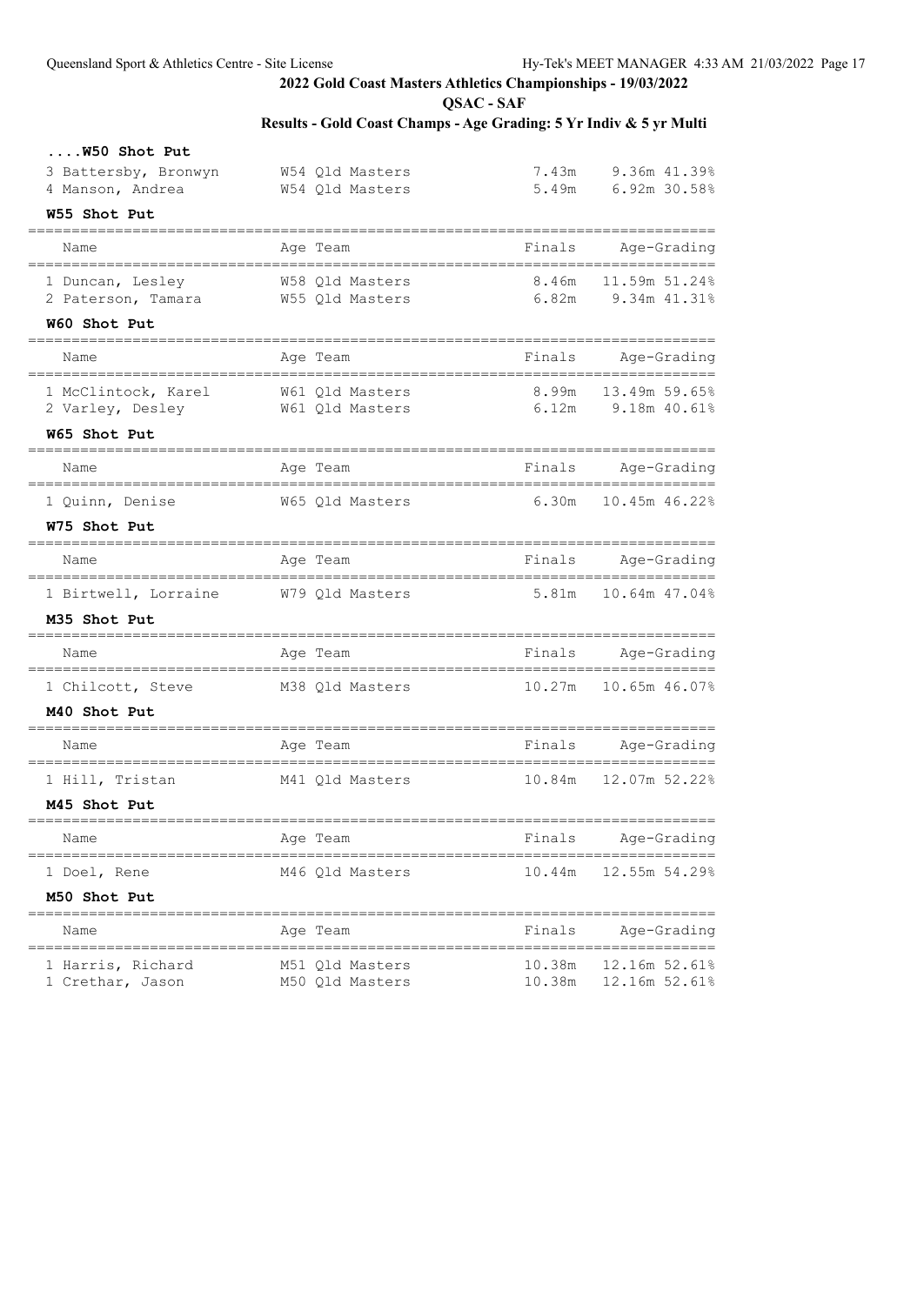**2022 Gold Coast Masters Athletics Championships - 19/03/2022**

**QSAC - SAF**

**Results - Gold Coast Champs - Age Grading: 5 Yr Indiv & 5 yr Multi**

### ....W50 Shot Put

| Name | Age | Team | Finals | Age-Grading | |
|---|---|---|---|---|---|
| 3 Battersby, Bronwyn | W54 | Qld Masters | 7.43m | 9.36m | 41.39% |
| 4 Manson, Andrea | W54 | Qld Masters | 5.49m | 6.92m | 30.58% |

### W55 Shot Put

| Name | Age | Team | Finals | Age-Grading | |
|---|---|---|---|---|---|
| 1 Duncan, Lesley | W58 | Qld Masters | 8.46m | 11.59m | 51.24% |
| 2 Paterson, Tamara | W55 | Qld Masters | 6.82m | 9.34m | 41.31% |

### W60 Shot Put

| Name | Age | Team | Finals | Age-Grading | |
|---|---|---|---|---|---|
| 1 McClintock, Karel | W61 | Qld Masters | 8.99m | 13.49m | 59.65% |
| 2 Varley, Desley | W61 | Qld Masters | 6.12m | 9.18m | 40.61% |

### W65 Shot Put

| Name | Age | Team | Finals | Age-Grading | |
|---|---|---|---|---|---|
| 1 Quinn, Denise | W65 | Qld Masters | 6.30m | 10.45m | 46.22% |

### W75 Shot Put

| Name | Age | Team | Finals | Age-Grading | |
|---|---|---|---|---|---|
| 1 Birtwell, Lorraine | W79 | Qld Masters | 5.81m | 10.64m | 47.04% |

### M35 Shot Put

| Name | Age | Team | Finals | Age-Grading | |
|---|---|---|---|---|---|
| 1 Chilcott, Steve | M38 | Qld Masters | 10.27m | 10.65m | 46.07% |

### M40 Shot Put

| Name | Age | Team | Finals | Age-Grading | |
|---|---|---|---|---|---|
| 1 Hill, Tristan | M41 | Qld Masters | 10.84m | 12.07m | 52.22% |

### M45 Shot Put

| Name | Age | Team | Finals | Age-Grading | |
|---|---|---|---|---|---|
| 1 Doel, Rene | M46 | Qld Masters | 10.44m | 12.55m | 54.29% |

### M50 Shot Put

| Name | Age | Team | Finals | Age-Grading | |
|---|---|---|---|---|---|
| 1 Harris, Richard | M51 | Qld Masters | 10.38m | 12.16m | 52.61% |
| 1 Crethar, Jason | M50 | Qld Masters | 10.38m | 12.16m | 52.61% |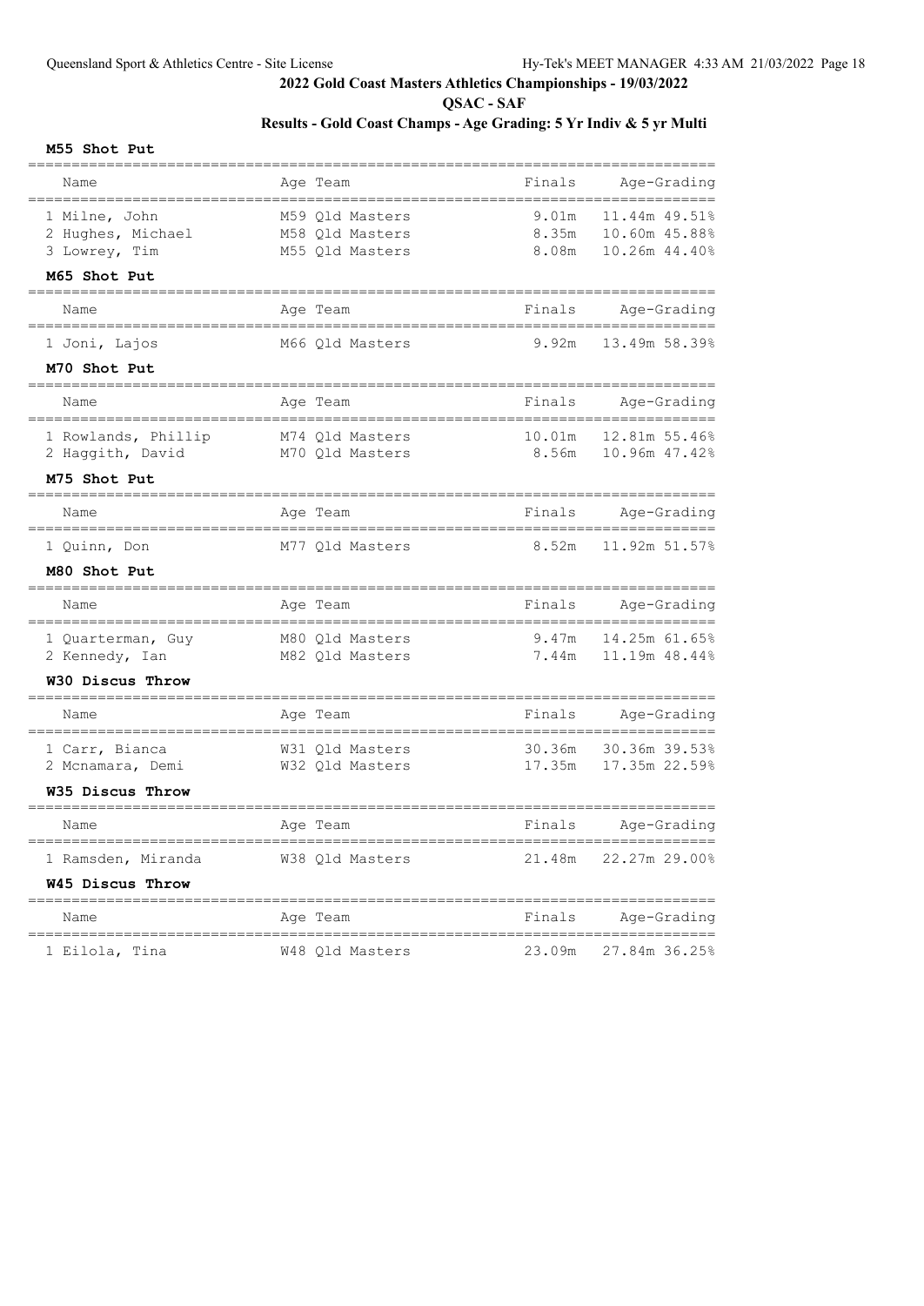# 2022 Gold Coast Masters Athletics Championships - 19/03/2022

## QSAC - SAF

### Results - Gold Coast Champs - Age Grading: 5 Yr Indiv & 5 yr Multi

**M55 Shot Put**

| Name | Age | Team | Finals | Age-Grading |
|---|---|---|---|---|
| 1 Milne, John | M59 | Qld Masters | 9.01m | 11.44m 49.51% |
| 2 Hughes, Michael | M58 | Qld Masters | 8.35m | 10.60m 45.88% |
| 3 Lowrey, Tim | M55 | Qld Masters | 8.08m | 10.26m 44.40% |

**M65 Shot Put**

| Name | Age | Team | Finals | Age-Grading |
|---|---|---|---|---|
| 1 Joni, Lajos | M66 | Qld Masters | 9.92m | 13.49m 58.39% |

**M70 Shot Put**

| Name | Age | Team | Finals | Age-Grading |
|---|---|---|---|---|
| 1 Rowlands, Phillip | M74 | Qld Masters | 10.01m | 12.81m 55.46% |
| 2 Haggith, David | M70 | Qld Masters | 8.56m | 10.96m 47.42% |

**M75 Shot Put**

| Name | Age | Team | Finals | Age-Grading |
|---|---|---|---|---|
| 1 Quinn, Don | M77 | Qld Masters | 8.52m | 11.92m 51.57% |

**M80 Shot Put**

| Name | Age | Team | Finals | Age-Grading |
|---|---|---|---|---|
| 1 Quarterman, Guy | M80 | Qld Masters | 9.47m | 14.25m 61.65% |
| 2 Kennedy, Ian | M82 | Qld Masters | 7.44m | 11.19m 48.44% |

**W30 Discus Throw**

| Name | Age | Team | Finals | Age-Grading |
|---|---|---|---|---|
| 1 Carr, Bianca | W31 | Qld Masters | 30.36m | 30.36m 39.53% |
| 2 Mcnamara, Demi | W32 | Qld Masters | 17.35m | 17.35m 22.59% |

**W35 Discus Throw**

| Name | Age | Team | Finals | Age-Grading |
|---|---|---|---|---|
| 1 Ramsden, Miranda | W38 | Qld Masters | 21.48m | 22.27m 29.00% |

**W45 Discus Throw**

| Name | Age | Team | Finals | Age-Grading |
|---|---|---|---|---|
| 1 Eilola, Tina | W48 | Qld Masters | 23.09m | 27.84m 36.25% |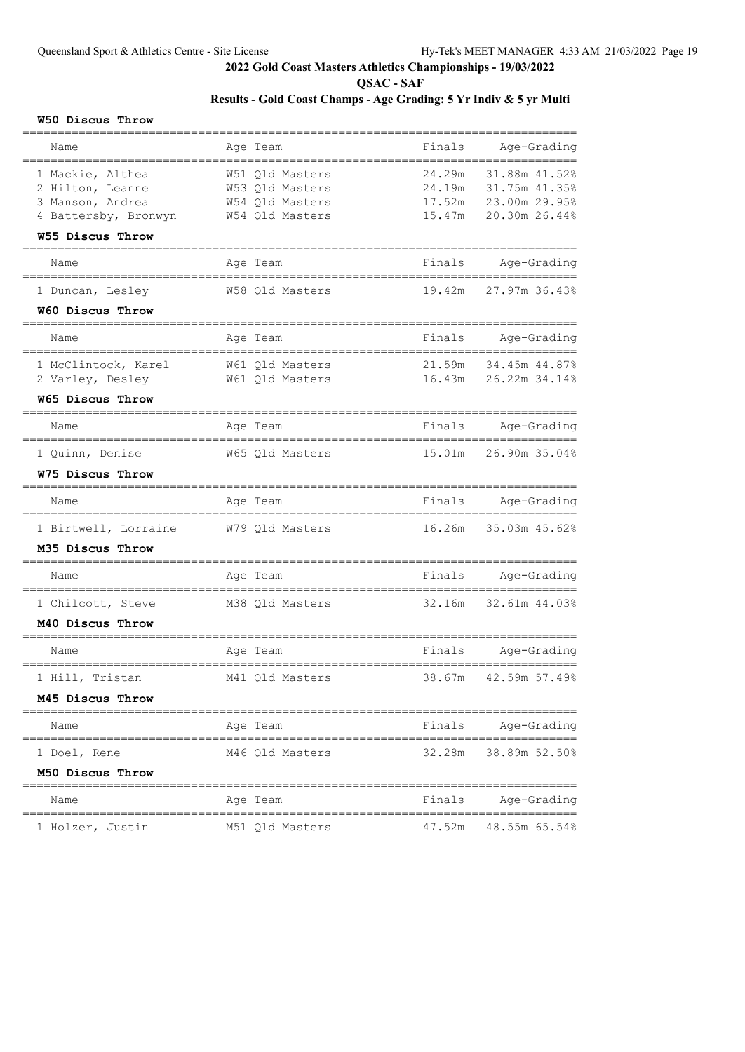## 2022 Gold Coast Masters Athletics Championships - 19/03/2022

**QSAC - SAF**

**Results - Gold Coast Champs - Age Grading: 5 Yr Indiv & 5 yr Multi**

### W50 Discus Throw

| | Name | Age | Team | Finals | Age-Grading | |
|---|---|---|---|---|---|---|
| 1 | Mackie, Althea | W51 | Qld Masters | 24.29m | 31.88m | 41.52% |
| 2 | Hilton, Leanne | W53 | Qld Masters | 24.19m | 31.75m | 41.35% |
| 3 | Manson, Andrea | W54 | Qld Masters | 17.52m | 23.00m | 29.95% |
| 4 | Battersby, Bronwyn | W54 | Qld Masters | 15.47m | 20.30m | 26.44% |

### W55 Discus Throw

| | Name | Age | Team | Finals | Age-Grading | |
|---|---|---|---|---|---|---|
| 1 | Duncan, Lesley | W58 | Qld Masters | 19.42m | 27.97m | 36.43% |

### W60 Discus Throw

| | Name | Age | Team | Finals | Age-Grading | |
|---|---|---|---|---|---|---|
| 1 | McClintock, Karel | W61 | Qld Masters | 21.59m | 34.45m | 44.87% |
| 2 | Varley, Desley | W61 | Qld Masters | 16.43m | 26.22m | 34.14% |

### W65 Discus Throw

| | Name | Age | Team | Finals | Age-Grading | |
|---|---|---|---|---|---|---|
| 1 | Quinn, Denise | W65 | Qld Masters | 15.01m | 26.90m | 35.04% |

### W75 Discus Throw

| | Name | Age | Team | Finals | Age-Grading | |
|---|---|---|---|---|---|---|
| 1 | Birtwell, Lorraine | W79 | Qld Masters | 16.26m | 35.03m | 45.62% |

### M35 Discus Throw

| | Name | Age | Team | Finals | Age-Grading | |
|---|---|---|---|---|---|---|
| 1 | Chilcott, Steve | M38 | Qld Masters | 32.16m | 32.61m | 44.03% |

### M40 Discus Throw

| | Name | Age | Team | Finals | Age-Grading | |
|---|---|---|---|---|---|---|
| 1 | Hill, Tristan | M41 | Qld Masters | 38.67m | 42.59m | 57.49% |

### M45 Discus Throw

| | Name | Age | Team | Finals | Age-Grading | |
|---|---|---|---|---|---|---|
| 1 | Doel, Rene | M46 | Qld Masters | 32.28m | 38.89m | 52.50% |

### M50 Discus Throw

| | Name | Age | Team | Finals | Age-Grading | |
|---|---|---|---|---|---|---|
| 1 | Holzer, Justin | M51 | Qld Masters | 47.52m | 48.55m | 65.54% |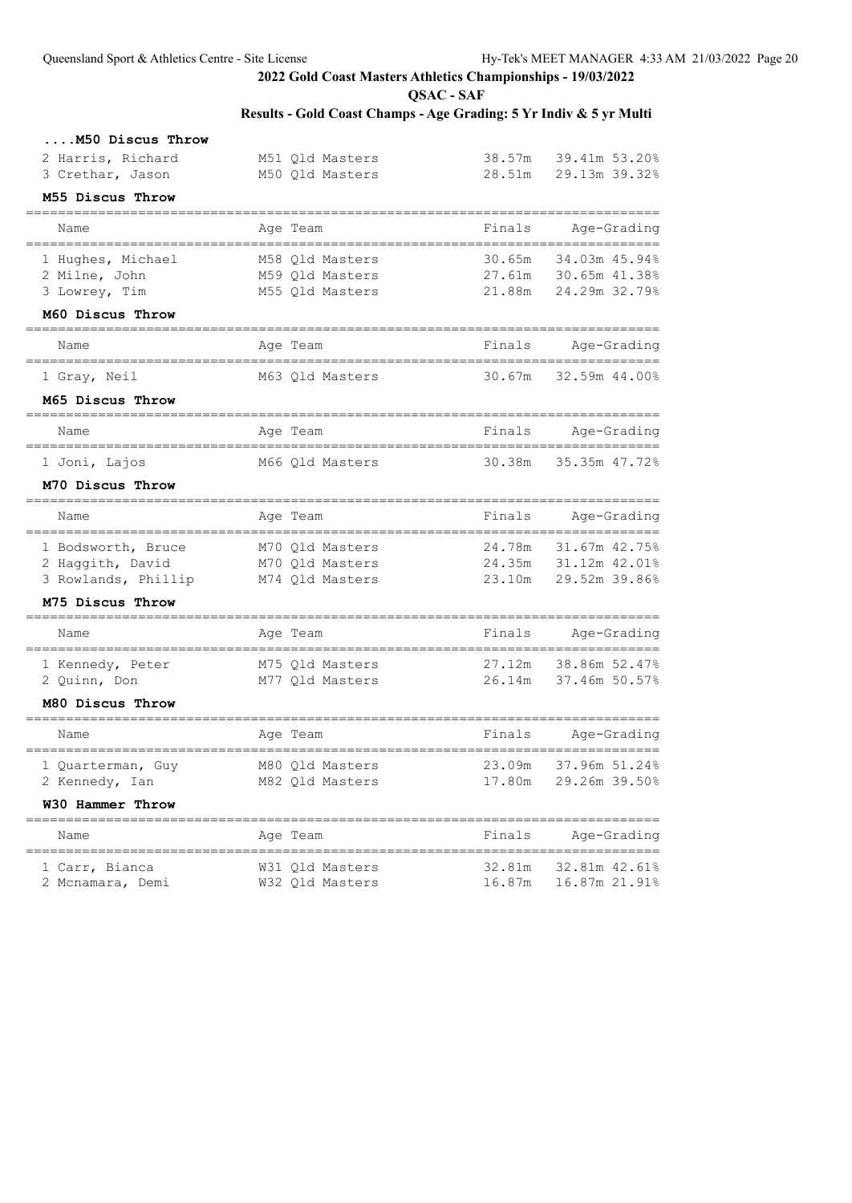## 2022 Gold Coast Masters Athletics Championships - 19/03/2022

**QSAC - SAF**

**Results - Gold Coast Champs - Age Grading: 5 Yr Indiv & 5 yr Multi**

### ....M50 Discus Throw

| Name | Age | Team | Finals | Age-Grading | |
|---|---|---|---|---|---|
| 2 Harris, Richard | M51 | Qld Masters | 38.57m | 39.41m | 53.20% |
| 3 Crethar, Jason | M50 | Qld Masters | 28.51m | 29.13m | 39.32% |

### M55 Discus Throw

| Name | Age | Team | Finals | Age-Grading | |
|---|---|---|---|---|---|
| 1 Hughes, Michael | M58 | Qld Masters | 30.65m | 34.03m | 45.94% |
| 2 Milne, John | M59 | Qld Masters | 27.61m | 30.65m | 41.38% |
| 3 Lowrey, Tim | M55 | Qld Masters | 21.88m | 24.29m | 32.79% |

### M60 Discus Throw

| Name | Age | Team | Finals | Age-Grading | |
|---|---|---|---|---|---|
| 1 Gray, Neil | M63 | Qld Masters | 30.67m | 32.59m | 44.00% |

### M65 Discus Throw

| Name | Age | Team | Finals | Age-Grading | |
|---|---|---|---|---|---|
| 1 Joni, Lajos | M66 | Qld Masters | 30.38m | 35.35m | 47.72% |

### M70 Discus Throw

| Name | Age | Team | Finals | Age-Grading | |
|---|---|---|---|---|---|
| 1 Bodsworth, Bruce | M70 | Qld Masters | 24.78m | 31.67m | 42.75% |
| 2 Haggith, David | M70 | Qld Masters | 24.35m | 31.12m | 42.01% |
| 3 Rowlands, Phillip | M74 | Qld Masters | 23.10m | 29.52m | 39.86% |

### M75 Discus Throw

| Name | Age | Team | Finals | Age-Grading | |
|---|---|---|---|---|---|
| 1 Kennedy, Peter | M75 | Qld Masters | 27.12m | 38.86m | 52.47% |
| 2 Quinn, Don | M77 | Qld Masters | 26.14m | 37.46m | 50.57% |

### M80 Discus Throw

| Name | Age | Team | Finals | Age-Grading | |
|---|---|---|---|---|---|
| 1 Quarterman, Guy | M80 | Qld Masters | 23.09m | 37.96m | 51.24% |
| 2 Kennedy, Ian | M82 | Qld Masters | 17.80m | 29.26m | 39.50% |

### W30 Hammer Throw

| Name | Age | Team | Finals | Age-Grading | |
|---|---|---|---|---|---|
| 1 Carr, Bianca | W31 | Qld Masters | 32.81m | 32.81m | 42.61% |
| 2 Mcnamara, Demi | W32 | Qld Masters | 16.87m | 16.87m | 21.91% |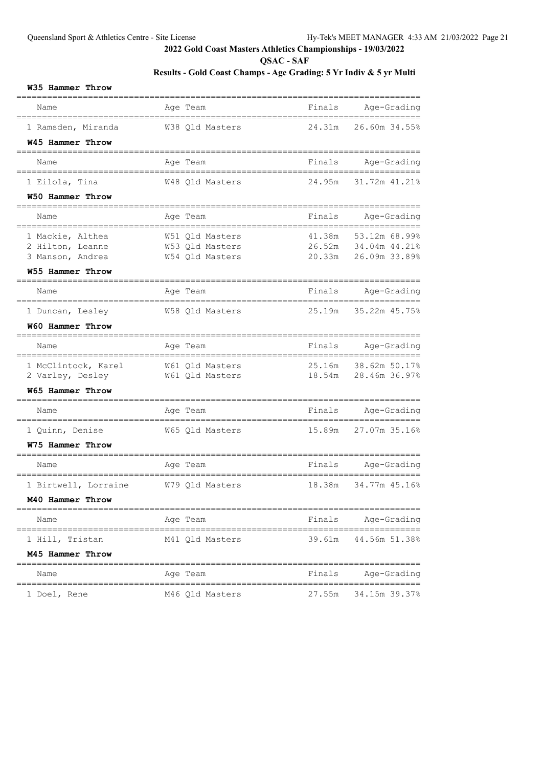# 2022 Gold Coast Masters Athletics Championships - 19/03/2022

## QSAC - SAF

### Results - Gold Coast Champs - Age Grading: 5 Yr Indiv & 5 yr Multi

**W35 Hammer Throw**

| Name | Age | Team | Finals | Age-Grading |
|---|---|---|---|---|
| 1 Ramsden, Miranda | W38 | Qld Masters | 24.31m | 26.60m 34.55% |

**W45 Hammer Throw**

| Name | Age | Team | Finals | Age-Grading |
|---|---|---|---|---|
| 1 Eilola, Tina | W48 | Qld Masters | 24.95m | 31.72m 41.21% |

**W50 Hammer Throw**

| Name | Age | Team | Finals | Age-Grading |
|---|---|---|---|---|
| 1 Mackie, Althea | W51 | Qld Masters | 41.38m | 53.12m 68.99% |
| 2 Hilton, Leanne | W53 | Qld Masters | 26.52m | 34.04m 44.21% |
| 3 Manson, Andrea | W54 | Qld Masters | 20.33m | 26.09m 33.89% |

**W55 Hammer Throw**

| Name | Age | Team | Finals | Age-Grading |
|---|---|---|---|---|
| 1 Duncan, Lesley | W58 | Qld Masters | 25.19m | 35.22m 45.75% |

**W60 Hammer Throw**

| Name | Age | Team | Finals | Age-Grading |
|---|---|---|---|---|
| 1 McClintock, Karel | W61 | Qld Masters | 25.16m | 38.62m 50.17% |
| 2 Varley, Desley | W61 | Qld Masters | 18.54m | 28.46m 36.97% |

**W65 Hammer Throw**

| Name | Age | Team | Finals | Age-Grading |
|---|---|---|---|---|
| 1 Quinn, Denise | W65 | Qld Masters | 15.89m | 27.07m 35.16% |

**W75 Hammer Throw**

| Name | Age | Team | Finals | Age-Grading |
|---|---|---|---|---|
| 1 Birtwell, Lorraine | W79 | Qld Masters | 18.38m | 34.77m 45.16% |

**M40 Hammer Throw**

| Name | Age | Team | Finals | Age-Grading |
|---|---|---|---|---|
| 1 Hill, Tristan | M41 | Qld Masters | 39.61m | 44.56m 51.38% |

**M45 Hammer Throw**

| Name | Age | Team | Finals | Age-Grading |
|---|---|---|---|---|
| 1 Doel, Rene | M46 | Qld Masters | 27.55m | 34.15m 39.37% |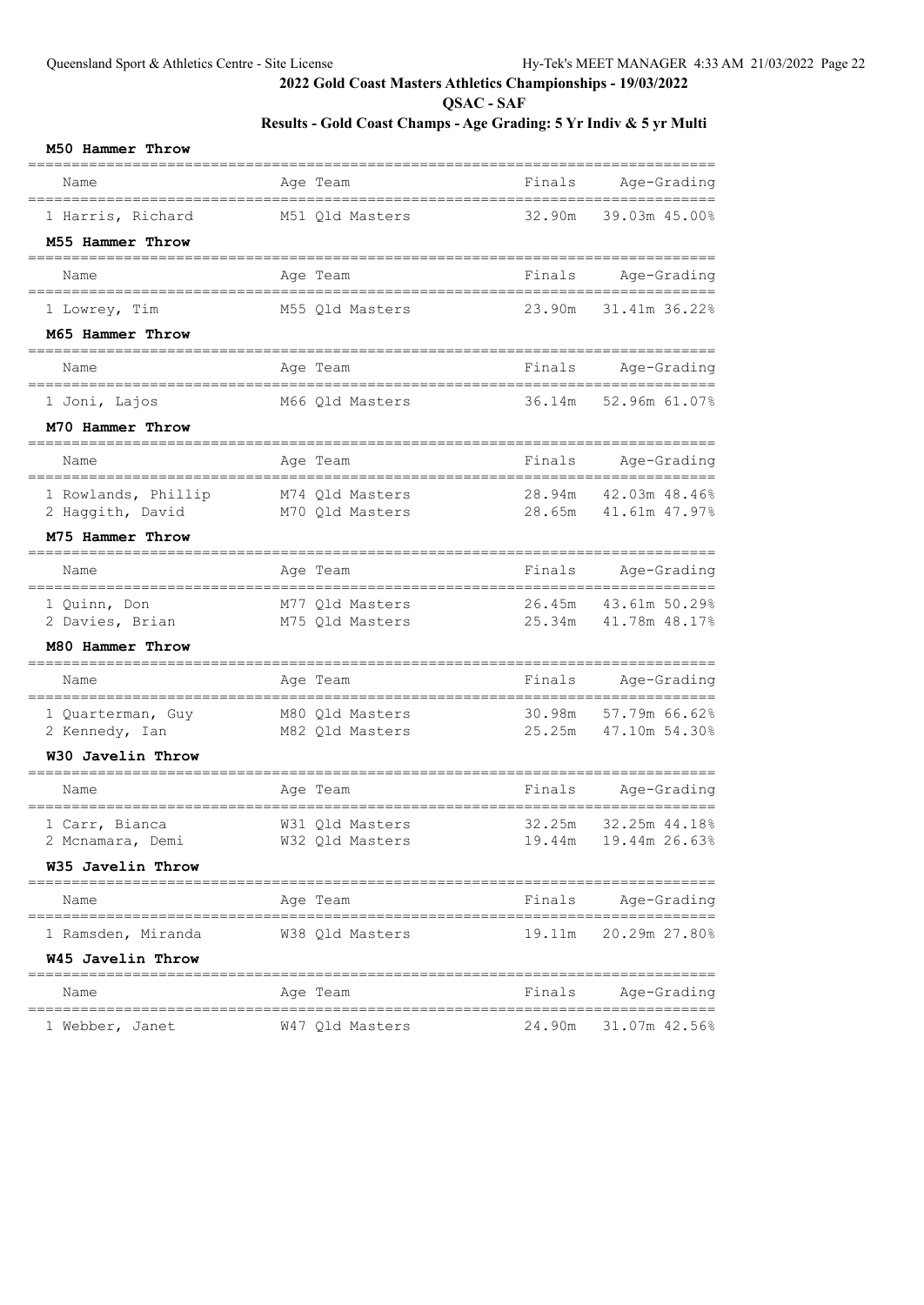## 2022 Gold Coast Masters Athletics Championships - 19/03/2022

**QSAC - SAF**

**Results - Gold Coast Champs - Age Grading: 5 Yr Indiv & 5 yr Multi**

### M50 Hammer Throw

| Name | Age | Team | Finals | Age-Grading | |
|---|---|---|---|---|---|
| 1 Harris, Richard | M51 | Qld Masters | 32.90m | 39.03m | 45.00% |

### M55 Hammer Throw

| Name | Age | Team | Finals | Age-Grading | |
|---|---|---|---|---|---|
| 1 Lowrey, Tim | M55 | Qld Masters | 23.90m | 31.41m | 36.22% |

### M65 Hammer Throw

| Name | Age | Team | Finals | Age-Grading | |
|---|---|---|---|---|---|
| 1 Joni, Lajos | M66 | Qld Masters | 36.14m | 52.96m | 61.07% |

### M70 Hammer Throw

| Name | Age | Team | Finals | Age-Grading | |
|---|---|---|---|---|---|
| 1 Rowlands, Phillip | M74 | Qld Masters | 28.94m | 42.03m | 48.46% |
| 2 Haggith, David | M70 | Qld Masters | 28.65m | 41.61m | 47.97% |

### M75 Hammer Throw

| Name | Age | Team | Finals | Age-Grading | |
|---|---|---|---|---|---|
| 1 Quinn, Don | M77 | Qld Masters | 26.45m | 43.61m | 50.29% |
| 2 Davies, Brian | M75 | Qld Masters | 25.34m | 41.78m | 48.17% |

### M80 Hammer Throw

| Name | Age | Team | Finals | Age-Grading | |
|---|---|---|---|---|---|
| 1 Quarterman, Guy | M80 | Qld Masters | 30.98m | 57.79m | 66.62% |
| 2 Kennedy, Ian | M82 | Qld Masters | 25.25m | 47.10m | 54.30% |

### W30 Javelin Throw

| Name | Age | Team | Finals | Age-Grading | |
|---|---|---|---|---|---|
| 1 Carr, Bianca | W31 | Qld Masters | 32.25m | 32.25m | 44.18% |
| 2 Mcnamara, Demi | W32 | Qld Masters | 19.44m | 19.44m | 26.63% |

### W35 Javelin Throw

| Name | Age | Team | Finals | Age-Grading | |
|---|---|---|---|---|---|
| 1 Ramsden, Miranda | W38 | Qld Masters | 19.11m | 20.29m | 27.80% |

### W45 Javelin Throw

| Name | Age | Team | Finals | Age-Grading | |
|---|---|---|---|---|---|
| 1 Webber, Janet | W47 | Qld Masters | 24.90m | 31.07m | 42.56% |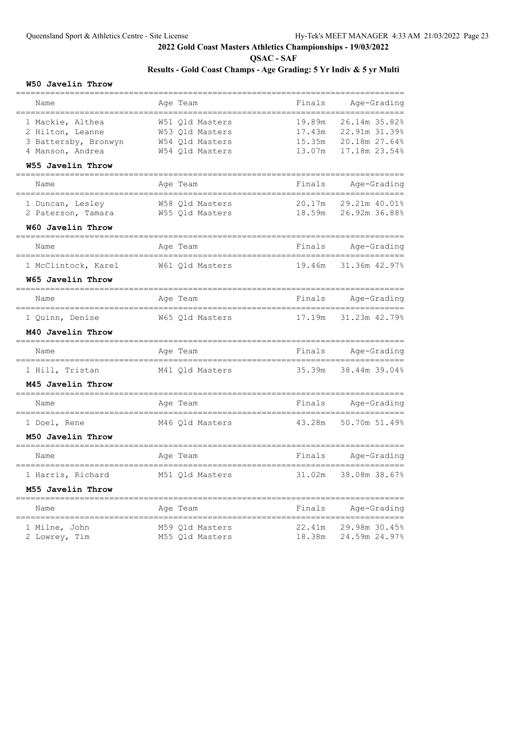## 2022 Gold Coast Masters Athletics Championships - 19/03/2022

### QSAC - SAF

### Results - Gold Coast Champs - Age Grading: 5 Yr Indiv & 5 yr Multi

#### W50 Javelin Throw

| Name | Age | Team | Finals | Age-Grading | |
|---|---|---|---|---|---|
| 1 Mackie, Althea | W51 | Qld Masters | 19.89m | 26.14m | 35.82% |
| 2 Hilton, Leanne | W53 | Qld Masters | 17.43m | 22.91m | 31.39% |
| 3 Battersby, Bronwyn | W54 | Qld Masters | 15.35m | 20.18m | 27.64% |
| 4 Manson, Andrea | W54 | Qld Masters | 13.07m | 17.18m | 23.54% |

#### W55 Javelin Throw

| Name | Age | Team | Finals | Age-Grading | |
|---|---|---|---|---|---|
| 1 Duncan, Lesley | W58 | Qld Masters | 20.17m | 29.21m | 40.01% |
| 2 Paterson, Tamara | W55 | Qld Masters | 18.59m | 26.92m | 36.88% |

#### W60 Javelin Throw

| Name | Age | Team | Finals | Age-Grading | |
|---|---|---|---|---|---|
| 1 McClintock, Karel | W61 | Qld Masters | 19.46m | 31.36m | 42.97% |

#### W65 Javelin Throw

| Name | Age | Team | Finals | Age-Grading | |
|---|---|---|---|---|---|
| 1 Quinn, Denise | W65 | Qld Masters | 17.19m | 31.23m | 42.79% |

#### M40 Javelin Throw

| Name | Age | Team | Finals | Age-Grading | |
|---|---|---|---|---|---|
| 1 Hill, Tristan | M41 | Qld Masters | 35.39m | 38.44m | 39.04% |

#### M45 Javelin Throw

| Name | Age | Team | Finals | Age-Grading | |
|---|---|---|---|---|---|
| 1 Doel, Rene | M46 | Qld Masters | 43.28m | 50.70m | 51.49% |

#### M50 Javelin Throw

| Name | Age | Team | Finals | Age-Grading | |
|---|---|---|---|---|---|
| 1 Harris, Richard | M51 | Qld Masters | 31.02m | 38.08m | 38.67% |

#### M55 Javelin Throw

| Name | Age | Team | Finals | Age-Grading | |
|---|---|---|---|---|---|
| 1 Milne, John | M59 | Qld Masters | 22.41m | 29.98m | 30.45% |
| 2 Lowrey, Tim | M55 | Qld Masters | 18.38m | 24.59m | 24.97% |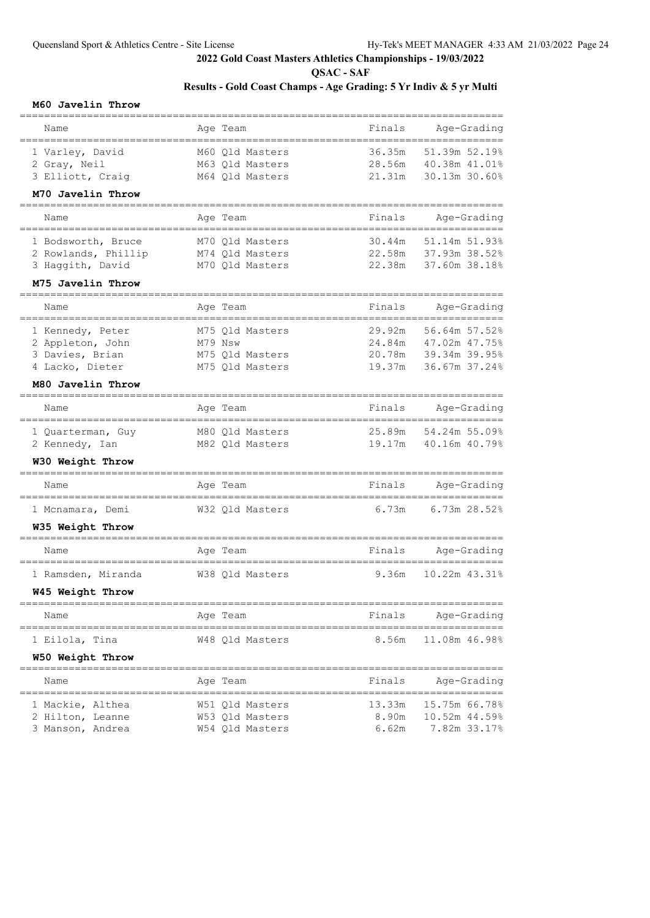# 2022 Gold Coast Masters Athletics Championships - 19/03/2022

## QSAC - SAF

## Results - Gold Coast Champs - Age Grading: 5 Yr Indiv & 5 yr Multi

### M60 Javelin Throw

| Name | Age | Team | Finals | Age-Grading | |
|---|---|---|---|---|---|
| 1 Varley, David | M60 | Qld Masters | 36.35m | 51.39m | 52.19% |
| 2 Gray, Neil | M63 | Qld Masters | 28.56m | 40.38m | 41.01% |
| 3 Elliott, Craig | M64 | Qld Masters | 21.31m | 30.13m | 30.60% |

### M70 Javelin Throw

| Name | Age | Team | Finals | Age-Grading | |
|---|---|---|---|---|---|
| 1 Bodsworth, Bruce | M70 | Qld Masters | 30.44m | 51.14m | 51.93% |
| 2 Rowlands, Phillip | M74 | Qld Masters | 22.58m | 37.93m | 38.52% |
| 3 Haggith, David | M70 | Qld Masters | 22.38m | 37.60m | 38.18% |

### M75 Javelin Throw

| Name | Age | Team | Finals | Age-Grading | |
|---|---|---|---|---|---|
| 1 Kennedy, Peter | M75 | Qld Masters | 29.92m | 56.64m | 57.52% |
| 2 Appleton, John | M79 | Nsw | 24.84m | 47.02m | 47.75% |
| 3 Davies, Brian | M75 | Qld Masters | 20.78m | 39.34m | 39.95% |
| 4 Lacko, Dieter | M75 | Qld Masters | 19.37m | 36.67m | 37.24% |

### M80 Javelin Throw

| Name | Age | Team | Finals | Age-Grading | |
|---|---|---|---|---|---|
| 1 Quarterman, Guy | M80 | Qld Masters | 25.89m | 54.24m | 55.09% |
| 2 Kennedy, Ian | M82 | Qld Masters | 19.17m | 40.16m | 40.79% |

### W30 Weight Throw

| Name | Age | Team | Finals | Age-Grading | |
|---|---|---|---|---|---|
| 1 Mcnamara, Demi | W32 | Qld Masters | 6.73m | 6.73m | 28.52% |

### W35 Weight Throw

| Name | Age | Team | Finals | Age-Grading | |
|---|---|---|---|---|---|
| 1 Ramsden, Miranda | W38 | Qld Masters | 9.36m | 10.22m | 43.31% |

### W45 Weight Throw

| Name | Age | Team | Finals | Age-Grading | |
|---|---|---|---|---|---|
| 1 Eilola, Tina | W48 | Qld Masters | 8.56m | 11.08m | 46.98% |

### W50 Weight Throw

| Name | Age | Team | Finals | Age-Grading | |
|---|---|---|---|---|---|
| 1 Mackie, Althea | W51 | Qld Masters | 13.33m | 15.75m | 66.78% |
| 2 Hilton, Leanne | W53 | Qld Masters | 8.90m | 10.52m | 44.59% |
| 3 Manson, Andrea | W54 | Qld Masters | 6.62m | 7.82m | 33.17% |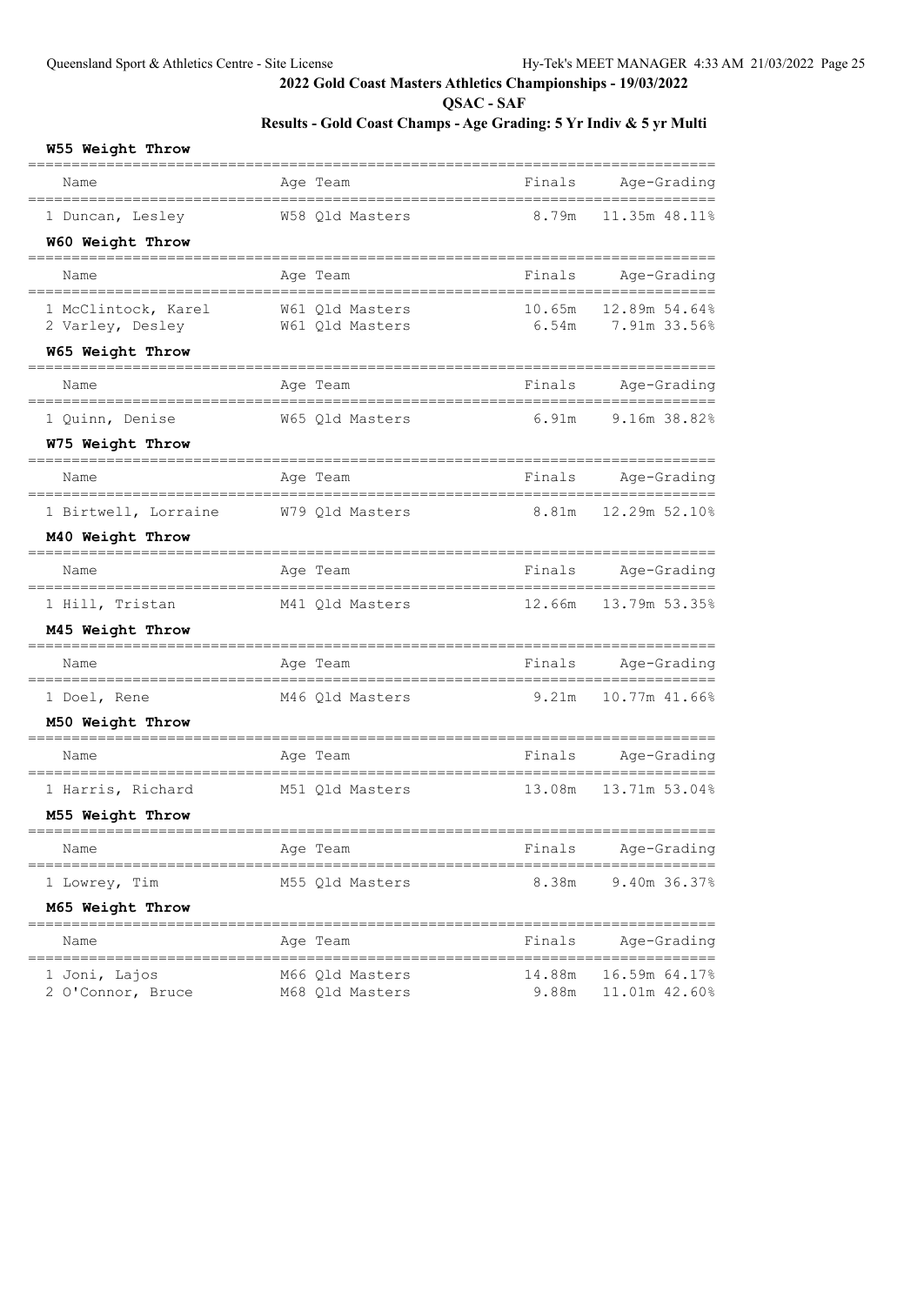## 2022 Gold Coast Masters Athletics Championships - 19/03/2022

### QSAC - SAF

### Results - Gold Coast Champs - Age Grading: 5 Yr Indiv & 5 yr Multi

**W55 Weight Throw**

| Name | Age | Team | Finals | Age-Grading |
|---|---|---|---|---|
| 1 Duncan, Lesley | W58 | Qld Masters | 8.79m | 11.35m 48.11% |

**W60 Weight Throw**

| Name | Age | Team | Finals | Age-Grading |
|---|---|---|---|---|
| 1 McClintock, Karel | W61 | Qld Masters | 10.65m | 12.89m 54.64% |
| 2 Varley, Desley | W61 | Qld Masters | 6.54m | 7.91m 33.56% |

**W65 Weight Throw**

| Name | Age | Team | Finals | Age-Grading |
|---|---|---|---|---|
| 1 Quinn, Denise | W65 | Qld Masters | 6.91m | 9.16m 38.82% |

**W75 Weight Throw**

| Name | Age | Team | Finals | Age-Grading |
|---|---|---|---|---|
| 1 Birtwell, Lorraine | W79 | Qld Masters | 8.81m | 12.29m 52.10% |

**M40 Weight Throw**

| Name | Age | Team | Finals | Age-Grading |
|---|---|---|---|---|
| 1 Hill, Tristan | M41 | Qld Masters | 12.66m | 13.79m 53.35% |

**M45 Weight Throw**

| Name | Age | Team | Finals | Age-Grading |
|---|---|---|---|---|
| 1 Doel, Rene | M46 | Qld Masters | 9.21m | 10.77m 41.66% |

**M50 Weight Throw**

| Name | Age | Team | Finals | Age-Grading |
|---|---|---|---|---|
| 1 Harris, Richard | M51 | Qld Masters | 13.08m | 13.71m 53.04% |

**M55 Weight Throw**

| Name | Age | Team | Finals | Age-Grading |
|---|---|---|---|---|
| 1 Lowrey, Tim | M55 | Qld Masters | 8.38m | 9.40m 36.37% |

**M65 Weight Throw**

| Name | Age | Team | Finals | Age-Grading |
|---|---|---|---|---|
| 1 Joni, Lajos | M66 | Qld Masters | 14.88m | 16.59m 64.17% |
| 2 O'Connor, Bruce | M68 | Qld Masters | 9.88m | 11.01m 42.60% |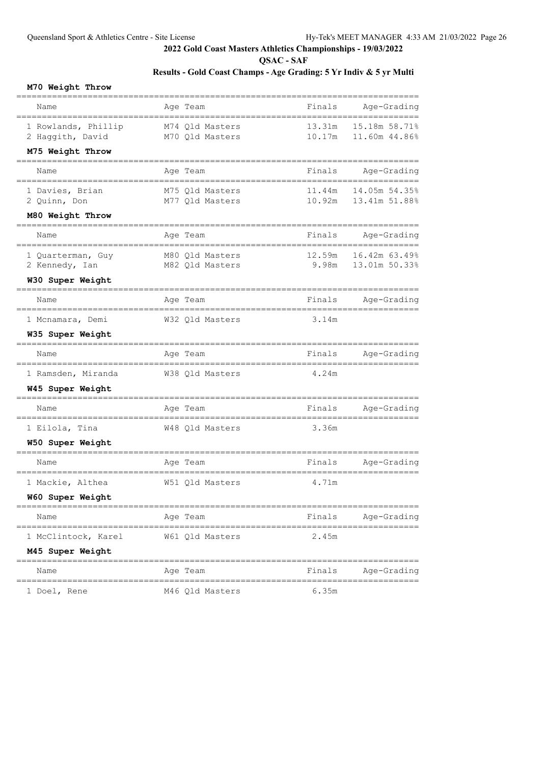# 2022 Gold Coast Masters Athletics Championships - 19/03/2022

**QSAC - SAF**

**Results - Gold Coast Champs - Age Grading: 5 Yr Indiv & 5 yr Multi**

### M70 Weight Throw

| Name | Age Team | Finals | Age-Grading |
|---|---|---|---|
| 1 Rowlands, Phillip | M74 Qld Masters | 13.31m | 15.18m 58.71% |
| 2 Haggith, David | M70 Qld Masters | 10.17m | 11.60m 44.86% |

### M75 Weight Throw

| Name | Age Team | Finals | Age-Grading |
|---|---|---|---|
| 1 Davies, Brian | M75 Qld Masters | 11.44m | 14.05m 54.35% |
| 2 Quinn, Don | M77 Qld Masters | 10.92m | 13.41m 51.88% |

### M80 Weight Throw

| Name | Age Team | Finals | Age-Grading |
|---|---|---|---|
| 1 Quarterman, Guy | M80 Qld Masters | 12.59m | 16.42m 63.49% |
| 2 Kennedy, Ian | M82 Qld Masters | 9.98m | 13.01m 50.33% |

### W30 Super Weight

| Name | Age Team | Finals | Age-Grading |
|---|---|---|---|
| 1 Mcnamara, Demi | W32 Qld Masters | 3.14m | |

### W35 Super Weight

| Name | Age Team | Finals | Age-Grading |
|---|---|---|---|
| 1 Ramsden, Miranda | W38 Qld Masters | 4.24m | |

### W45 Super Weight

| Name | Age Team | Finals | Age-Grading |
|---|---|---|---|
| 1 Eilola, Tina | W48 Qld Masters | 3.36m | |

### W50 Super Weight

| Name | Age Team | Finals | Age-Grading |
|---|---|---|---|
| 1 Mackie, Althea | W51 Qld Masters | 4.71m | |

### W60 Super Weight

| Name | Age Team | Finals | Age-Grading |
|---|---|---|---|
| 1 McClintock, Karel | W61 Qld Masters | 2.45m | |

### M45 Super Weight

| Name | Age Team | Finals | Age-Grading |
|---|---|---|---|
| 1 Doel, Rene | M46 Qld Masters | 6.35m | |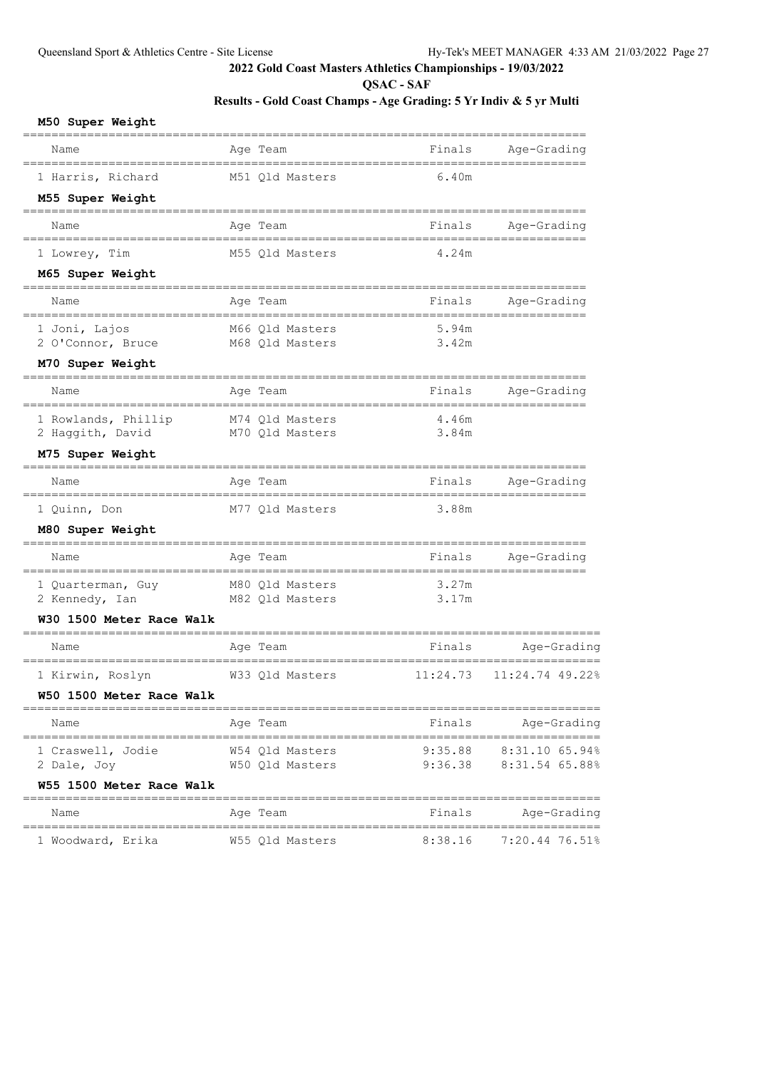## 2022 Gold Coast Masters Athletics Championships - 19/03/2022

**QSAC - SAF**

**Results - Gold Coast Champs - Age Grading: 5 Yr Indiv & 5 yr Multi**

### M50 Super Weight

| Name | Age | Team | Finals | Age-Grading |
|---|---|---|---|---|
| 1 Harris, Richard | M51 | Qld Masters | 6.40m | |

### M55 Super Weight

| Name | Age | Team | Finals | Age-Grading |
|---|---|---|---|---|
| 1 Lowrey, Tim | M55 | Qld Masters | 4.24m | |

### M65 Super Weight

| Name | Age | Team | Finals | Age-Grading |
|---|---|---|---|---|
| 1 Joni, Lajos | M66 | Qld Masters | 5.94m | |
| 2 O'Connor, Bruce | M68 | Qld Masters | 3.42m | |

### M70 Super Weight

| Name | Age | Team | Finals | Age-Grading |
|---|---|---|---|---|
| 1 Rowlands, Phillip | M74 | Qld Masters | 4.46m | |
| 2 Haggith, David | M70 | Qld Masters | 3.84m | |

### M75 Super Weight

| Name | Age | Team | Finals | Age-Grading |
|---|---|---|---|---|
| 1 Quinn, Don | M77 | Qld Masters | 3.88m | |

### M80 Super Weight

| Name | Age | Team | Finals | Age-Grading |
|---|---|---|---|---|
| 1 Quarterman, Guy | M80 | Qld Masters | 3.27m | |
| 2 Kennedy, Ian | M82 | Qld Masters | 3.17m | |

### W30 1500 Meter Race Walk

| Name | Age | Team | Finals | Age-Grading |
|---|---|---|---|---|
| 1 Kirwin, Roslyn | W33 | Qld Masters | 11:24.73 | 11:24.74 49.22% |

### W50 1500 Meter Race Walk

| Name | Age | Team | Finals | Age-Grading |
|---|---|---|---|---|
| 1 Craswell, Jodie | W54 | Qld Masters | 9:35.88 | 8:31.10 65.94% |
| 2 Dale, Joy | W50 | Qld Masters | 9:36.38 | 8:31.54 65.88% |

### W55 1500 Meter Race Walk

| Name | Age | Team | Finals | Age-Grading |
|---|---|---|---|---|
| 1 Woodward, Erika | W55 | Qld Masters | 8:38.16 | 7:20.44 76.51% |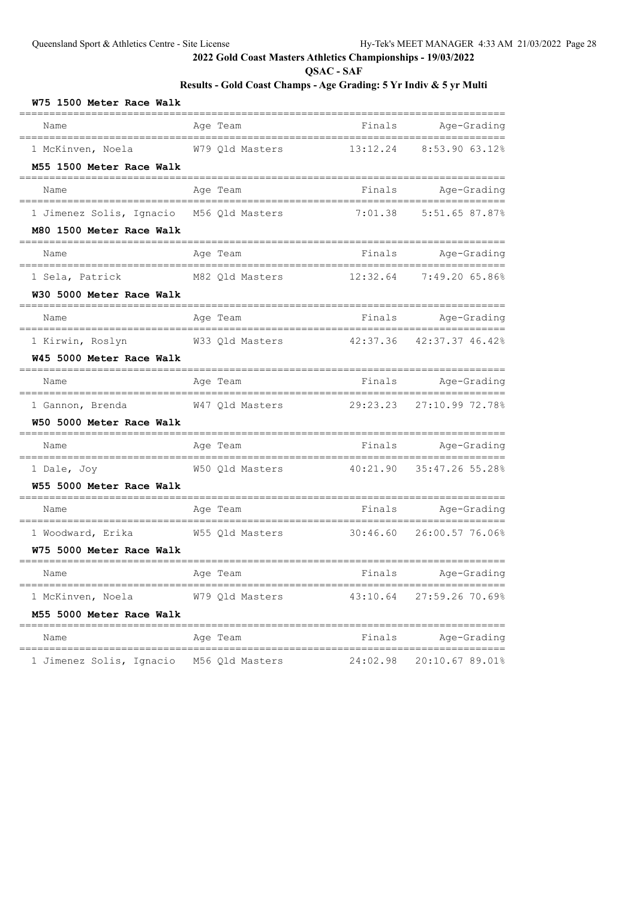## 2022 Gold Coast Masters Athletics Championships - 19/03/2022

### QSAC - SAF

### Results - Gold Coast Champs - Age Grading: 5 Yr Indiv & 5 yr Multi

**W75 1500 Meter Race Walk**

| Name | Age | Team | Finals | Age-Grading |
|---|---|---|---|---|
| 1 McKinven, Noela | W79 | Qld Masters | 13:12.24 | 8:53.90 63.12% |

**M55 1500 Meter Race Walk**

| Name | Age | Team | Finals | Age-Grading |
|---|---|---|---|---|
| 1 Jimenez Solis, Ignacio | M56 | Qld Masters | 7:01.38 | 5:51.65 87.87% |

**M80 1500 Meter Race Walk**

| Name | Age | Team | Finals | Age-Grading |
|---|---|---|---|---|
| 1 Sela, Patrick | M82 | Qld Masters | 12:32.64 | 7:49.20 65.86% |

**W30 5000 Meter Race Walk**

| Name | Age | Team | Finals | Age-Grading |
|---|---|---|---|---|
| 1 Kirwin, Roslyn | W33 | Qld Masters | 42:37.36 | 42:37.37 46.42% |

**W45 5000 Meter Race Walk**

| Name | Age | Team | Finals | Age-Grading |
|---|---|---|---|---|
| 1 Gannon, Brenda | W47 | Qld Masters | 29:23.23 | 27:10.99 72.78% |

**W50 5000 Meter Race Walk**

| Name | Age | Team | Finals | Age-Grading |
|---|---|---|---|---|
| 1 Dale, Joy | W50 | Qld Masters | 40:21.90 | 35:47.26 55.28% |

**W55 5000 Meter Race Walk**

| Name | Age | Team | Finals | Age-Grading |
|---|---|---|---|---|
| 1 Woodward, Erika | W55 | Qld Masters | 30:46.60 | 26:00.57 76.06% |

**W75 5000 Meter Race Walk**

| Name | Age | Team | Finals | Age-Grading |
|---|---|---|---|---|
| 1 McKinven, Noela | W79 | Qld Masters | 43:10.64 | 27:59.26 70.69% |

**M55 5000 Meter Race Walk**

| Name | Age | Team | Finals | Age-Grading |
|---|---|---|---|---|
| 1 Jimenez Solis, Ignacio | M56 | Qld Masters | 24:02.98 | 20:10.67 89.01% |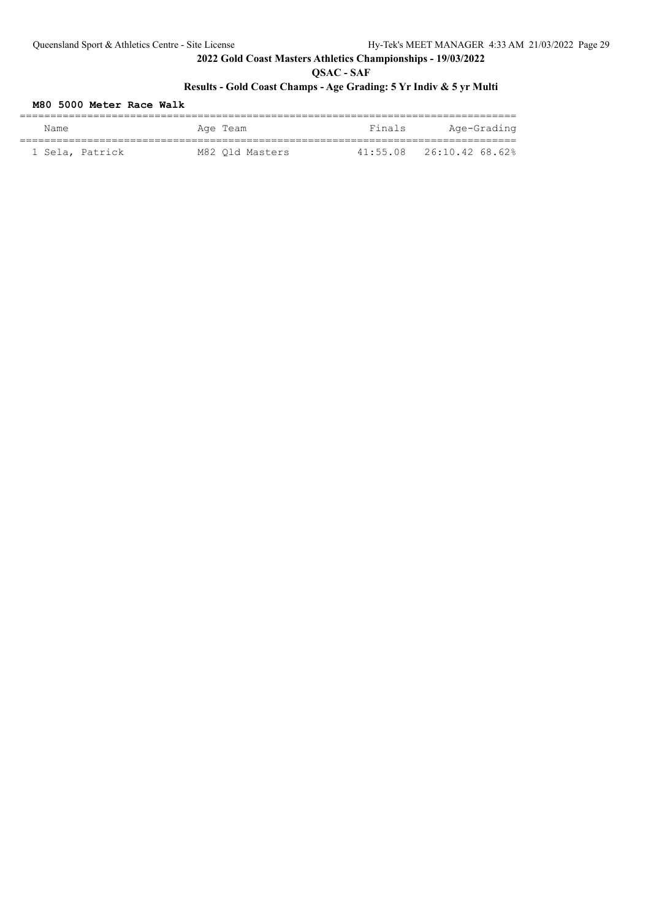**2022 Gold Coast Masters Athletics Championships - 19/03/2022**

**QSAC - SAF**

**Results - Gold Coast Champs - Age Grading: 5 Yr Indiv & 5 yr Multi**

**M80 5000 Meter Race Walk**

| | Name | Age | Team | Finals | Age-Grading | |
|---|---|---|---|---|---|---|
| 1 | Sela, Patrick | M82 | Qld Masters | 41:55.08 | 26:10.42 | 68.62% |